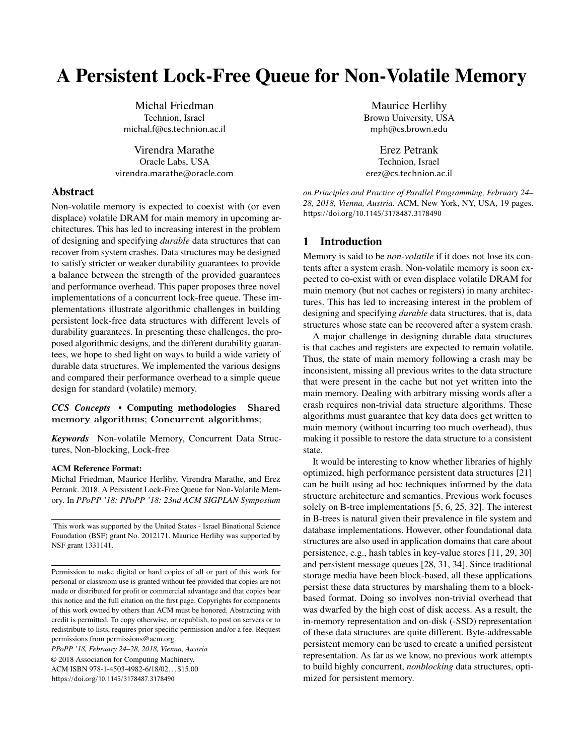# A Persistent Lock-Free Queue for Non-Volatile Memory

Michal Friedman
Technion, Israel
michal.f@cs.technion.ac.il

Maurice Herlihy
Brown University, USA
mph@cs.brown.edu

Virendra Marathe
Oracle Labs, USA
virendra.marathe@oracle.com

Erez Petrank
Technion, Israel
erez@cs.technion.ac.il

## Abstract

Non-volatile memory is expected to coexist with (or even displace) volatile DRAM for main memory in upcoming architectures. This has led to increasing interest in the problem of designing and specifying *durable* data structures that can recover from system crashes. Data structures may be designed to satisfy stricter or weaker durability guarantees to provide a balance between the strength of the provided guarantees and performance overhead. This paper proposes three novel implementations of a concurrent lock-free queue. These implementations illustrate algorithmic challenges in building persistent lock-free data structures with different levels of durability guarantees. In presenting these challenges, the proposed algorithmic designs, and the different durability guarantees, we hope to shed light on ways to build a wide variety of durable data structures. We implemented the various designs and compared their performance overhead to a simple queue design for standard (volatile) memory.

***CCS Concepts*** • **Computing methodologies** Shared memory algorithms; Concurrent algorithms;

***Keywords*** Non-volatile Memory, Concurrent Data Structures, Non-blocking, Lock-free

**ACM Reference Format:**
Michal Friedman, Maurice Herlihy, Virendra Marathe, and Erez Petrank. 2018. A Persistent Lock-Free Queue for Non-Volatile Memory. In *PPoPP '18: PPoPP '18: 23nd ACM SIGPLAN Symposium on Principles and Practice of Parallel Programming, February 24–28, 2018, Vienna, Austria.* ACM, New York, NY, USA, 19 pages. https://doi.org/10.1145/3178487.3178490

This work was supported by the United States - Israel Binational Science Foundation (BSF) grant No. 2012171. Maurice Herlihy was supported by NSF grant 1331141.

Permission to make digital or hard copies of all or part of this work for personal or classroom use is granted without fee provided that copies are not made or distributed for profit or commercial advantage and that copies bear this notice and the full citation on the first page. Copyrights for components of this work owned by others than ACM must be honored. Abstracting with credit is permitted. To copy otherwise, or republish, to post on servers or to redistribute to lists, requires prior specific permission and/or a fee. Request permissions from permissions@acm.org.
*PPoPP '18, February 24–28, 2018, Vienna, Austria*
© 2018 Association for Computing Machinery.
ACM ISBN 978-1-4503-4982-6/18/02…$15.00
https://doi.org/10.1145/3178487.3178490

## 1 Introduction

Memory is said to be *non-volatile* if it does not lose its contents after a system crash. Non-volatile memory is soon expected to co-exist with or even displace volatile DRAM for main memory (but not caches or registers) in many architectures. This has led to increasing interest in the problem of designing and specifying *durable* data structures, that is, data structures whose state can be recovered after a system crash.

A major challenge in designing durable data structures is that caches and registers are expected to remain volatile. Thus, the state of main memory following a crash may be inconsistent, missing all previous writes to the data structure that were present in the cache but not yet written into the main memory. Dealing with arbitrary missing words after a crash requires non-trivial data structure algorithms. These algorithms must guarantee that key data does get written to main memory (without incurring too much overhead), thus making it possible to restore the data structure to a consistent state.

It would be interesting to know whether libraries of highly optimized, high performance persistent data structures [21] can be built using ad hoc techniques informed by the data structure architecture and semantics. Previous work focuses solely on B-tree implementations [5, 6, 25, 32]. The interest in B-trees is natural given their prevalence in file system and database implementations. However, other foundational data structures are also used in application domains that care about persistence, e.g., hash tables in key-value stores [11, 29, 30] and persistent message queues [28, 31, 34]. Since traditional storage media have been block-based, all these applications persist these data structures by marshaling them to a block-based format. Doing so involves non-trivial overhead that was dwarfed by the high cost of disk access. As a result, the in-memory representation and on-disk (-SSD) representation of these data structures are quite different. Byte-addressable persistent memory can be used to create a unified persistent representation. As far as we know, no previous work attempts to build highly concurrent, *nonblocking* data structures, optimized for persistent memory.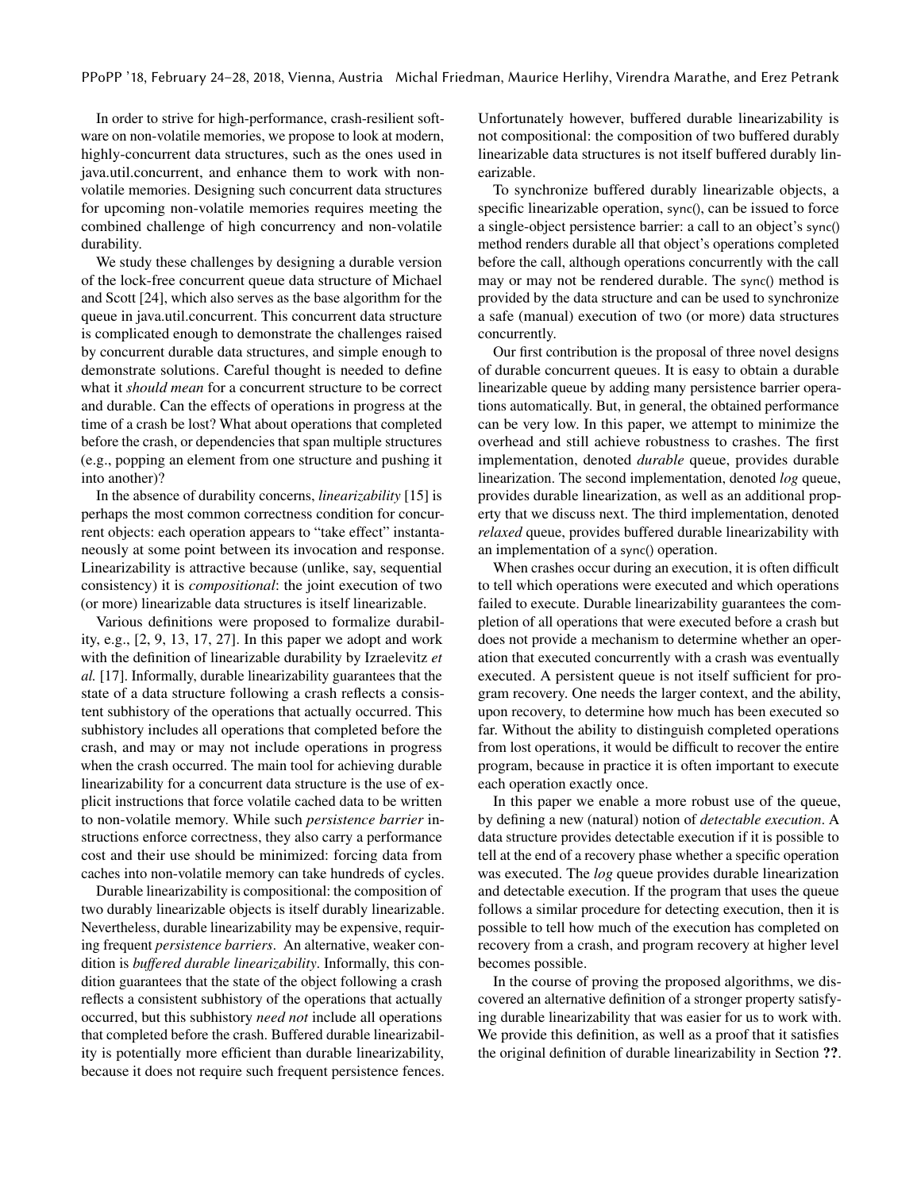In order to strive for high-performance, crash-resilient software on non-volatile memories, we propose to look at modern, highly-concurrent data structures, such as the ones used in java.util.concurrent, and enhance them to work with non-volatile memories. Designing such concurrent data structures for upcoming non-volatile memories requires meeting the combined challenge of high concurrency and non-volatile durability.

We study these challenges by designing a durable version of the lock-free concurrent queue data structure of Michael and Scott [24], which also serves as the base algorithm for the queue in java.util.concurrent. This concurrent data structure is complicated enough to demonstrate the challenges raised by concurrent durable data structures, and simple enough to demonstrate solutions. Careful thought is needed to define what it *should mean* for a concurrent structure to be correct and durable. Can the effects of operations in progress at the time of a crash be lost? What about operations that completed before the crash, or dependencies that span multiple structures (e.g., popping an element from one structure and pushing it into another)?

In the absence of durability concerns, *linearizability* [15] is perhaps the most common correctness condition for concurrent objects: each operation appears to "take effect" instantaneously at some point between its invocation and response. Linearizability is attractive because (unlike, say, sequential consistency) it is *compositional*: the joint execution of two (or more) linearizable data structures is itself linearizable.

Various definitions were proposed to formalize durability, e.g., [2, 9, 13, 17, 27]. In this paper we adopt and work with the definition of linearizable durability by Izraelevitz *et al.* [17]. Informally, durable linearizability guarantees that the state of a data structure following a crash reflects a consistent subhistory of the operations that actually occurred. This subhistory includes all operations that completed before the crash, and may or may not include operations in progress when the crash occurred. The main tool for achieving durable linearizability for a concurrent data structure is the use of explicit instructions that force volatile cached data to be written to non-volatile memory. While such *persistence barrier* instructions enforce correctness, they also carry a performance cost and their use should be minimized: forcing data from caches into non-volatile memory can take hundreds of cycles.

Durable linearizability is compositional: the composition of two durably linearizable objects is itself durably linearizable. Nevertheless, durable linearizability may be expensive, requiring frequent *persistence barriers*. An alternative, weaker condition is *buffered durable linearizability*. Informally, this condition guarantees that the state of the object following a crash reflects a consistent subhistory of the operations that actually occurred, but this subhistory *need not* include all operations that completed before the crash. Buffered durable linearizability is potentially more efficient than durable linearizability, because it does not require such frequent persistence fences. Unfortunately however, buffered durable linearizability is not compositional: the composition of two buffered durably linearizable data structures is not itself buffered durably linearizable.

To synchronize buffered durably linearizable objects, a specific linearizable operation, sync(), can be issued to force a single-object persistence barrier: a call to an object's sync() method renders durable all that object's operations completed before the call, although operations concurrently with the call may or may not be rendered durable. The sync() method is provided by the data structure and can be used to synchronize a safe (manual) execution of two (or more) data structures concurrently.

Our first contribution is the proposal of three novel designs of durable concurrent queues. It is easy to obtain a durable linearizable queue by adding many persistence barrier operations automatically. But, in general, the obtained performance can be very low. In this paper, we attempt to minimize the overhead and still achieve robustness to crashes. The first implementation, denoted *durable* queue, provides durable linearization. The second implementation, denoted *log* queue, provides durable linearization, as well as an additional property that we discuss next. The third implementation, denoted *relaxed* queue, provides buffered durable linearizability with an implementation of a sync() operation.

When crashes occur during an execution, it is often difficult to tell which operations were executed and which operations failed to execute. Durable linearization guarantees the completion of all operations that were executed before a crash but does not provide a mechanism to determine whether an operation that executed concurrently with a crash was eventually executed. A persistent queue is not itself sufficient for program recovery. One needs the larger context, and the ability, upon recovery, to determine how much has been executed so far. Without the ability to distinguish completed operations from lost operations, it would be difficult to recover the entire program, because in practice it is often important to execute each operation exactly once.

In this paper we enable a more robust use of the queue, by defining a new (natural) notion of *detectable execution*. A data structure provides detectable execution if it is possible to tell at the end of a recovery phase whether a specific operation was executed. The *log* queue provides durable linearization and detectable execution. If the program that uses the queue follows a similar procedure for detecting execution, then it is possible to tell how much of the execution has completed on recovery from a crash, and program recovery at higher level becomes possible.

In the course of proving the proposed algorithms, we discovered an alternative definition of a stronger property satisfying durable linearizability that was easier for us to work with. We provide this definition, as well as a proof that it satisfies the original definition of durable linearizability in Section **??**.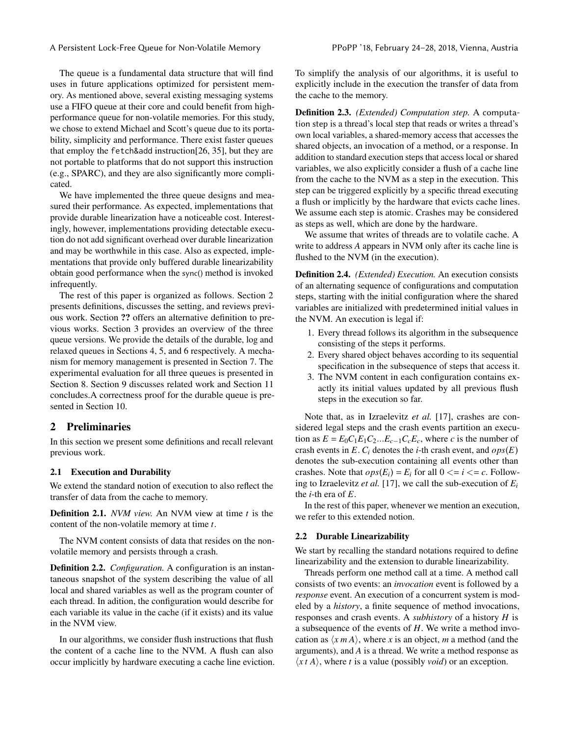The queue is a fundamental data structure that will find uses in future applications optimized for persistent memory. As mentioned above, several existing messaging systems use a FIFO queue at their core and could benefit from high-performance queue for non-volatile memories. For this study, we chose to extend Michael and Scott's queue due to its portability, simplicity and performance. There exist faster queues that employ the `fetch&add` instruction[26, 35], but they are not portable to platforms that do not support this instruction (e.g., SPARC), and they are also significantly more complicated.

We have implemented the three queue designs and measured their performance. As expected, implementations that provide durable linearization have a noticeable cost. Interestingly, however, implementations providing detectable execution do not add significant overhead over durable linearization and may be worthwhile in this case. Also as expected, implementations that provide only buffered durable linearizability obtain good performance when the sync() method is invoked infrequently.

The rest of this paper is organized as follows. Section 2 presents definitions, discusses the setting, and reviews previous work. Section **??** offers an alternative definition to previous works. Section 3 provides an overview of the three queue versions. We provide the details of the durable, log and relaxed queues in Sections 4, 5, and 6 respectively. A mechanism for memory management is presented in Section 7. The experimental evaluation for all three queues is presented in Section 8. Section 9 discusses related work and Section 11 concludes.A correctness proof for the durable queue is presented in Section 10.

## 2 Preliminaries

In this section we present some definitions and recall relevant previous work.

### 2.1 Execution and Durability

We extend the standard notion of execution to also reflect the transfer of data from the cache to memory.

**Definition 2.1.** *NVM view.* An NVM view at time $t$ is the content of the non-volatile memory at time $t$.

The NVM content consists of data that resides on the non-volatile memory and persists through a crash.

**Definition 2.2.** *Configuration.* A configuration is an instantaneous snapshot of the system describing the value of all local and shared variables as well as the program counter of each thread. In adition, the configuration would describe for each variable its value in the cache (if it exists) and its value in the NVM view.

In our algorithms, we consider flush instructions that flush the content of a cache line to the NVM. A flush can also occur implicitly by hardware executing a cache line eviction. To simplify the analysis of our algorithms, it is useful to explicitly include in the execution the transfer of data from the cache to the memory.

**Definition 2.3.** *(Extended) Computation step.* A computation step is a thread's local step that reads or writes a thread's own local variables, a shared-memory access that accesses the shared objects, an invocation of a method, or a response. In addition to standard execution steps that access local or shared variables, we also explicitly consider a flush of a cache line from the cache to the NVM as a step in the execution. This step can be triggered explicitly by a specific thread executing a flush or implicitly by the hardware that evicts cache lines. We assume each step is atomic. Crashes may be considered as steps as well, which are done by the hardware.

We assume that writes of threads are to volatile cache. A write to address $A$ appears in NVM only after its cache line is flushed to the NVM (in the execution).

**Definition 2.4.** *(Extended) Execution.* An execution consists of an alternating sequence of configurations and computation steps, starting with the initial configuration where the shared variables are initialized with predetermined initial values in the NVM. An execution is legal if:

1. Every thread follows its algorithm in the subsequence consisting of the steps it performs.
2. Every shared object behaves according to its sequential specification in the subsequence of steps that access it.
3. The NVM content in each configuration contains exactly its initial values updated by all previous flush steps in the execution so far.

Note that, as in Izraelevitz *et al.* [17], crashes are considered legal steps and the crash events partition an execution as $E = E_0C_1E_1C_2...E_{c-1}C_cE_c$, where $c$ is the number of crash events in $E$. $C_i$ denotes the $i$-th crash event, and $ops(E)$ denotes the sub-execution containing all events other than crashes. Note that $ops(E_i) = E_i$ for all $0 <= i <= c$. Following to Izraelevitz *et al.* [17], we call the sub-execution of $E_i$ the $i$-th era of $E$.

In the rest of this paper, whenever we mention an execution, we refer to this extended notion.

### 2.2 Durable Linearizability

We start by recalling the standard notations required to define linearizability and the extension to durable linearizability.

Threads perform one method call at a time. A method call consists of two events: an *invocation* event is followed by a *response* event. An execution of a concurrent system is modeled by a *history*, a finite sequence of method invocations, responses and crash events. A *subhistory* of a history $H$ is a subsequence of the events of $H$. We write a method invocation as $\langle x\ m\ A \rangle$, where $x$ is an object, $m$ a method (and the arguments), and $A$ is a thread. We write a method response as $\langle x\ t\ A \rangle$, where $t$ is a value (possibly *void*) or an exception.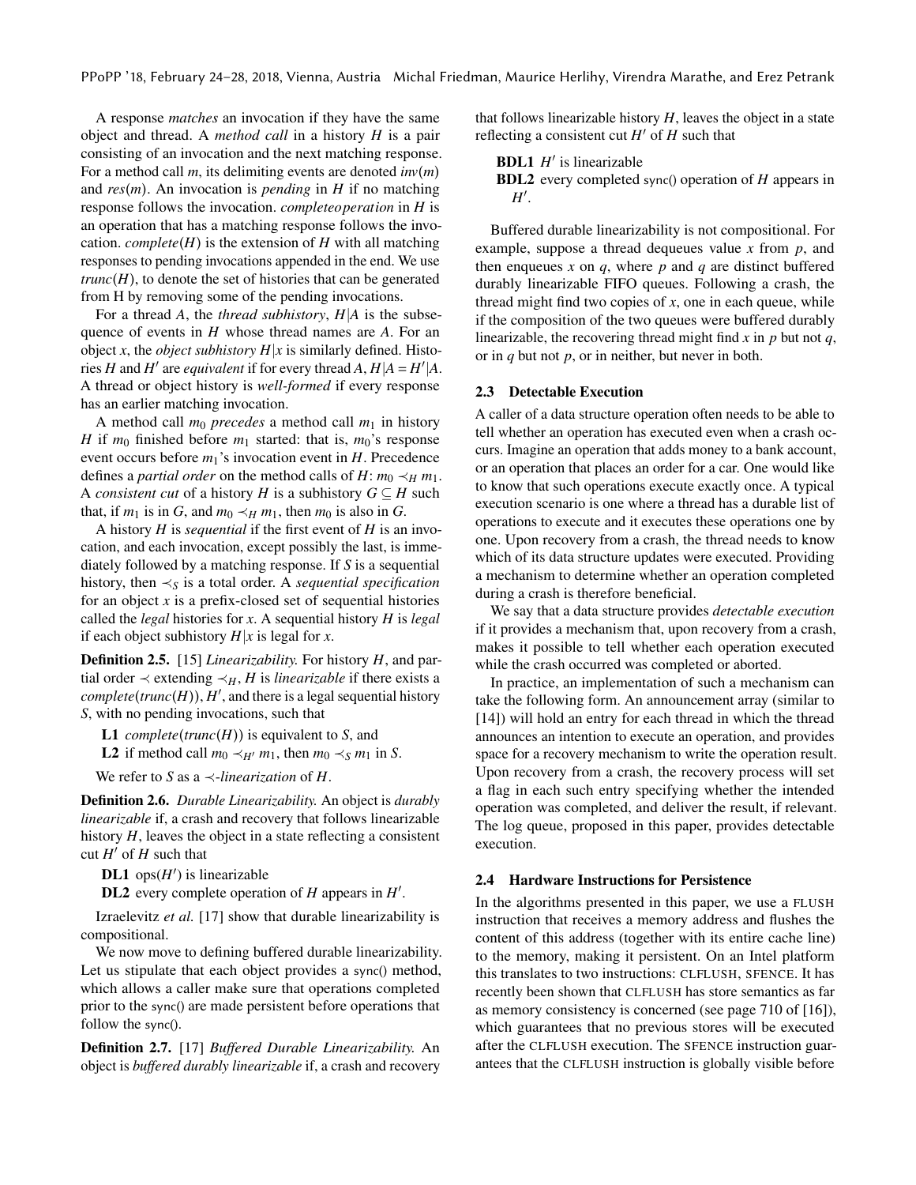A response *matches* an invocation if they have the same object and thread. A *method call* in a history $H$ is a pair consisting of an invocation and the next matching response. For a method call $m$, its delimiting events are denoted $inv(m)$ and $res(m)$. An invocation is *pending* in $H$ if no matching response follows the invocation. *completeoperation* in $H$ is an operation that has a matching response follows the invocation. $complete(H)$ is the extension of $H$ with all matching responses to pending invocations appended in the end. We use $trunc(H)$, to denote the set of histories that can be generated from H by removing some of the pending invocations.

For a thread $A$, the *thread subhistory*, $H|A$ is the subsequence of events in $H$ whose thread names are $A$. For an object $x$, the *object subhistory* $H|x$ is similarly defined. Histories $H$ and $H'$ are *equivalent* if for every thread $A$, $H|A = H'|A$. A thread or object history is *well-formed* if every response has an earlier matching invocation.

A method call $m_0$ *precedes* a method call $m_1$ in history $H$ if $m_0$ finished before $m_1$ started: that is, $m_0$'s response event occurs before $m_1$'s invocation event in $H$. Precedence defines a *partial order* on the method calls of $H$: $m_0 \prec_H m_1$. A *consistent cut* of a history $H$ is a subhistory $G \subseteq H$ such that, if $m_1$ is in $G$, and $m_0 \prec_H m_1$, then $m_0$ is also in $G$.

A history $H$ is *sequential* if the first event of $H$ is an invocation, and each invocation, except possibly the last, is immediately followed by a matching response. If $S$ is a sequential history, then $\prec_S$ is a total order. A *sequential specification* for an object $x$ is a prefix-closed set of sequential histories called the *legal* histories for $x$. A sequential history $H$ is *legal* if each object subhistory $H|x$ is legal for $x$.

**Definition 2.5.** [15] *Linearizability.* For history $H$, and partial order $\prec$ extending $\prec_H$, $H$ is *linearizable* if there exists a $complete(trunc(H))$, $H'$, and there is a legal sequential history $S$, with no pending invocations, such that

**L1** $complete(trunc(H))$ is equivalent to $S$, and

**L2** if method call $m_0 \prec_{H'} m_1$, then $m_0 \prec_S m_1$ in $S$.

We refer to $S$ as a $\prec$*-linearization* of $H$.

**Definition 2.6.** *Durable Linearizability.* An object is *durably linearizable* if, a crash and recovery that follows linearizable history $H$, leaves the object in a state reflecting a consistent cut $H'$ of $H$ such that

**DL1** ops$(H')$ is linearizable

**DL2** every complete operation of $H$ appears in $H'$.

Izraelevitz *et al.* [17] show that durable linearizability is compositional.

We now move to defining buffered durable linearizability. Let us stipulate that each object provides a sync() method, which allows a caller make sure that operations completed prior to the sync() are made persistent before operations that follow the sync().

**Definition 2.7.** [17] *Buffered Durable Linearizability.* An object is *buffered durably linearizable* if, a crash and recovery that follows linearizable history $H$, leaves the object in a state reflecting a consistent cut $H'$ of $H$ such that

**BDL1** $H'$ is linearizable

**BDL2** every completed sync() operation of $H$ appears in $H'$.

Buffered durable linearizability is not compositional. For example, suppose a thread dequeues value $x$ from $p$, and then enqueues $x$ on $q$, where $p$ and $q$ are distinct buffered durably linearizable FIFO queues. Following a crash, the thread might find two copies of $x$, one in each queue, while if the composition of the two queues were buffered durably linearizable, the recovering thread might find $x$ in $p$ but not $q$, or in $q$ but not $p$, or in neither, but never in both.

### 2.3 Detectable Execution

A caller of a data structure operation often needs to be able to tell whether an operation has executed even when a crash occurs. Imagine an operation that adds money to a bank account, or an operation that places an order for a car. One would like to know that such operations execute exactly once. A typical execution scenario is one where a thread has a durable list of operations to execute and it executes these operations one by one. Upon recovery from a crash, the thread needs to know which of its data structure updates were executed. Providing a mechanism to determine whether an operation completed during a crash is therefore beneficial.

We say that a data structure provides *detectable execution* if it provides a mechanism that, upon recovery from a crash, makes it possible to tell whether each operation executed while the crash occurred was completed or aborted.

In practice, an implementation of such a mechanism can take the following form. An announcement array (similar to [14]) will hold an entry for each thread in which the thread announces an intention to execute an operation, and provides space for a recovery mechanism to write the operation result. Upon recovery from a crash, the recovery process will set a flag in each such entry specifying whether the intended operation was completed, and deliver the result, if relevant. The log queue, proposed in this paper, provides detectable execution.

### 2.4 Hardware Instructions for Persistence

In the algorithms presented in this paper, we use a FLUSH instruction that receives a memory address and flushes the content of this address (together with its entire cache line) to the memory, making it persistent. On an Intel platform this translates to two instructions: CLFLUSH, SFENCE. It has recently been shown that CLFLUSH has store semantics as far as memory consistency is concerned (see page 710 of [16]), which guarantees that no previous stores will be executed after the CLFLUSH execution. The SFENCE instruction guarantees that the CLFLUSH instruction is globally visible before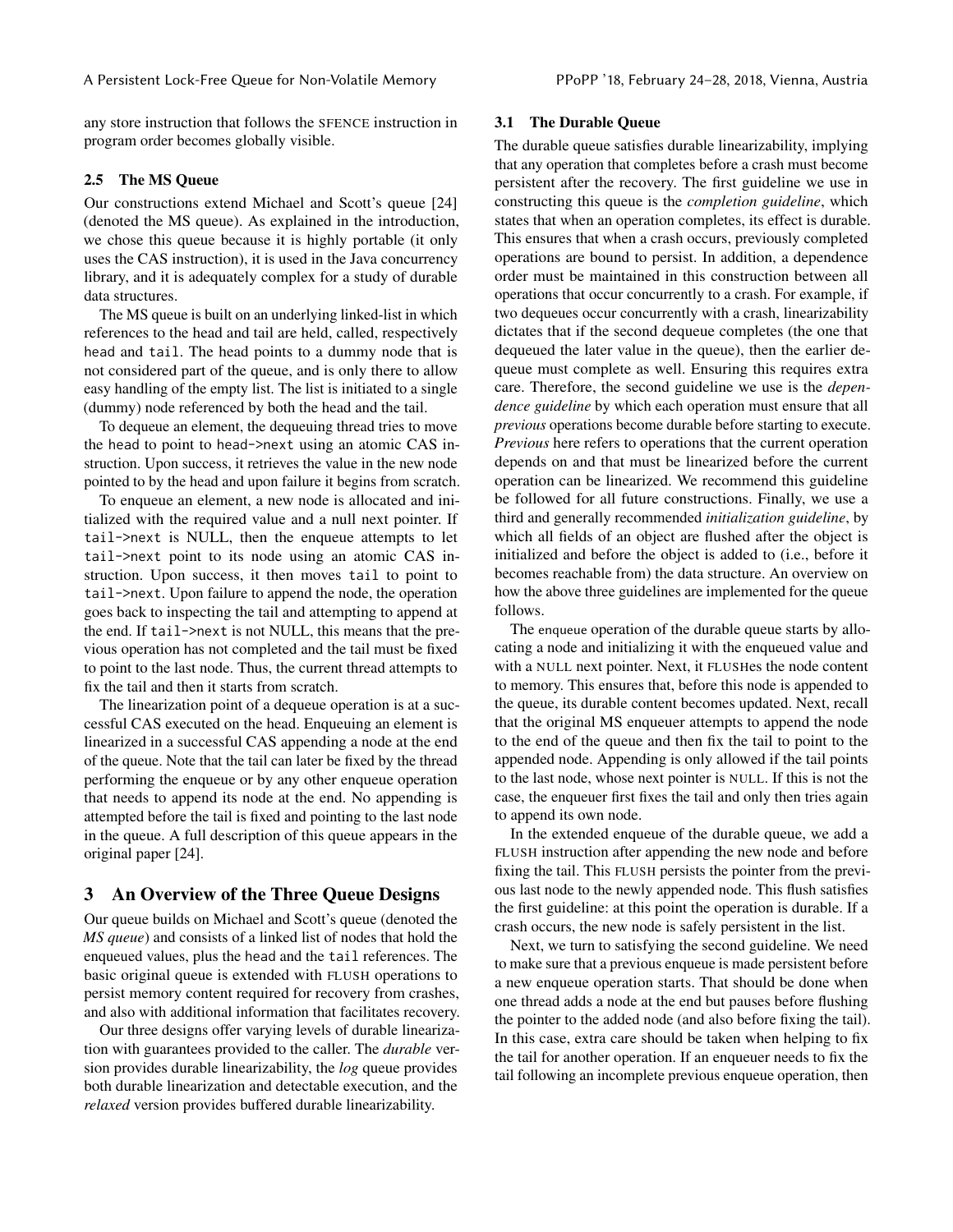any store instruction that follows the SFENCE instruction in program order becomes globally visible.

### 2.5 The MS Queue

Our constructions extend Michael and Scott's queue [24] (denoted the MS queue). As explained in the introduction, we chose this queue because it is highly portable (it only uses the CAS instruction), it is used in the Java concurrency library, and it is adequately complex for a study of durable data structures.

The MS queue is built on an underlying linked-list in which references to the head and tail are held, called, respectively `head` and `tail`. The head points to a dummy node that is not considered part of the queue, and is only there to allow easy handling of the empty list. The list is initiated to a single (dummy) node referenced by both the head and the tail.

To dequeue an element, the dequeuing thread tries to move the `head` to point to `head->next` using an atomic CAS instruction. Upon success, it retrieves the value in the new node pointed to by the head and upon failure it begins from scratch.

To enqueue an element, a new node is allocated and initialized with the required value and a null next pointer. If `tail->next` is NULL, then the enqueue attempts to let `tail->next` point to its node using an atomic CAS instruction. Upon success, it then moves `tail` to point to `tail->next`. Upon failure to append the node, the operation goes back to inspecting the tail and attempting to append at the end. If `tail->next` is not NULL, this means that the previous operation has not completed and the tail must be fixed to point to the last node. Thus, the current thread attempts to fix the tail and then it starts from scratch.

The linearization point of a dequeue operation is at a successful CAS executed on the head. Enqueuing an element is linearized in a successful CAS appending a node at the end of the queue. Note that the tail can later be fixed by the thread performing the enqueue or by any other enqueue operation that needs to append its node at the end. No appending is attempted before the tail is fixed and pointing to the last node in the queue. A full description of this queue appears in the original paper [24].

## 3 An Overview of the Three Queue Designs

Our queue builds on Michael and Scott's queue (denoted the *MS queue*) and consists of a linked list of nodes that hold the enqueued values, plus the `head` and the `tail` references. The basic original queue is extended with FLUSH operations to persist memory content required for recovery from crashes, and also with additional information that facilitates recovery.

Our three designs offer varying levels of durable linearization with guarantees provided to the caller. The *durable* version provides durable linearizability, the *log* queue provides both durable linearization and detectable execution, and the *relaxed* version provides buffered durable linearizability.

### 3.1 The Durable Queue

The durable queue satisfies durable linearizability, implying that any operation that completes before a crash must become persistent after the recovery. The first guideline we use in constructing this queue is the *completion guideline*, which states that when an operation completes, its effect is durable. This ensures that when a crash occurs, previously completed operations are bound to persist. In addition, a dependence order must be maintained in this construction between all operations that occur concurrently to a crash. For example, if two dequeues occur concurrently with a crash, linearizability dictates that if the second dequeue completes (the one that dequeued the later value in the queue), then the earlier dequeue must complete as well. Ensuring this requires extra care. Therefore, the second guideline we use is the *dependence guideline* by which each operation must ensure that all *previous* operations become durable before starting to execute. *Previous* here refers to operations that the current operation depends on and that must be linearized before the current operation can be linearized. We recommend this guideline be followed for all future constructions. Finally, we use a third and generally recommended *initialization guideline*, by which all fields of an object are flushed after the object is initialized and before the object is added to (i.e., before it becomes reachable from) the data structure. An overview on how the above three guidelines are implemented for the queue follows.

The enqueue operation of the durable queue starts by allocating a node and initializing it with the enqueued value and with a NULL next pointer. Next, it FLUSHes the node content to memory. This ensures that, before this node is appended to the queue, its durable content becomes updated. Next, recall that the original MS enqueuer attempts to append the node to the end of the queue and then fix the tail to point to the appended node. Appending is only allowed if the tail points to the last node, whose next pointer is NULL. If this is not the case, the enqueuer first fixes the tail and only then tries again to append its own node.

In the extended enqueue of the durable queue, we add a FLUSH instruction after appending the new node and before fixing the tail. This FLUSH persists the pointer from the previous last node to the newly appended node. This flush satisfies the first guideline: at this point the operation is durable. If a crash occurs, the new node is safely persistent in the list.

Next, we turn to satisfying the second guideline. We need to make sure that a previous enqueue is made persistent before a new enqueue operation starts. That should be done when one thread adds a node at the end but pauses before flushing the pointer to the added node (and also before fixing the tail). In this case, extra care should be taken when helping to fix the tail for another operation. If an enqueuer needs to fix the tail following an incomplete previous enqueue operation, then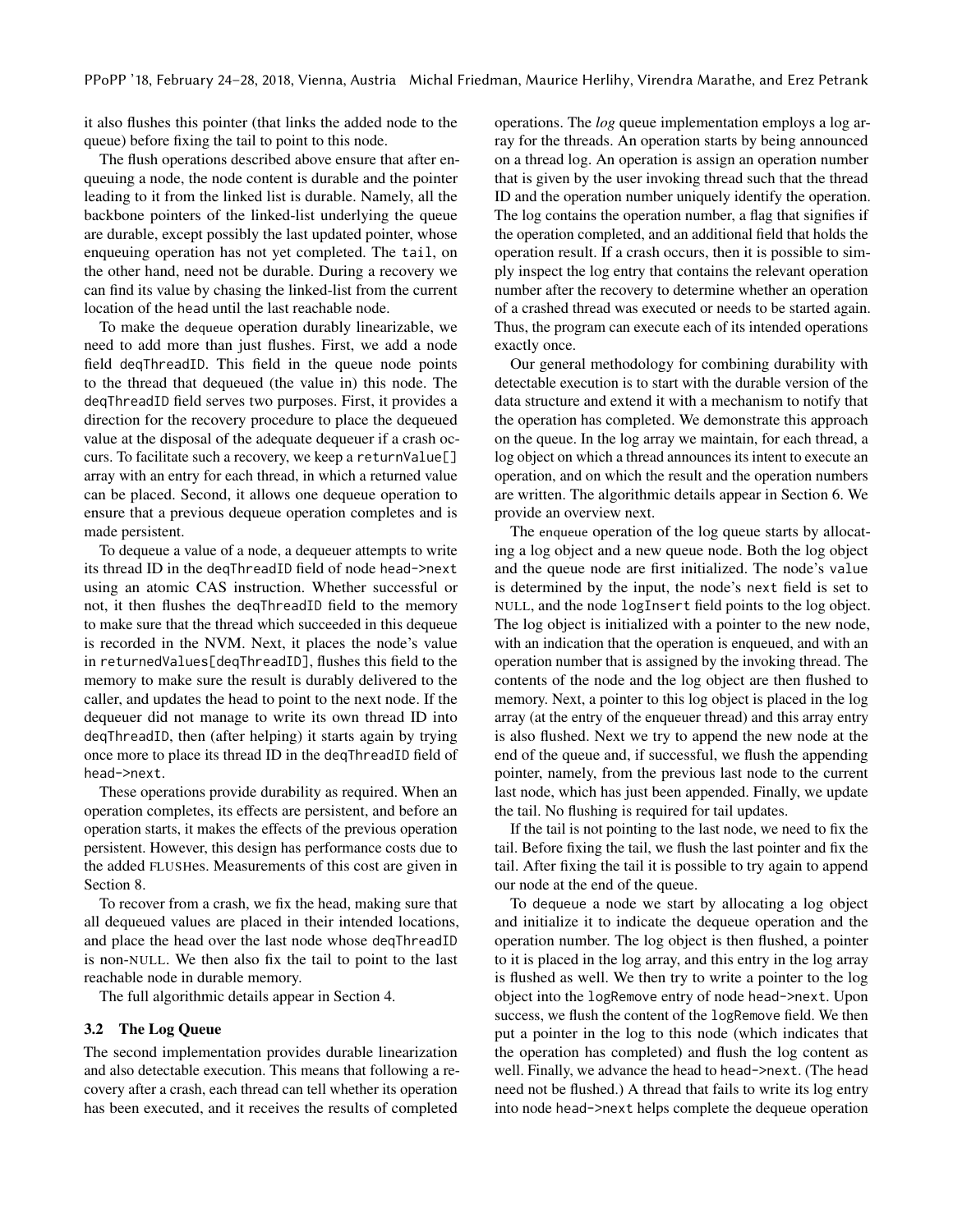it also flushes this pointer (that links the added node to the queue) before fixing the tail to point to this node.

The flush operations described above ensure that after enqueuing a node, the node content is durable and the pointer leading to it from the linked list is durable. Namely, all the backbone pointers of the linked-list underlying the queue are durable, except possibly the last updated pointer, whose enqueuing operation has not yet completed. The `tail`, on the other hand, need not be durable. During a recovery we can find its value by chasing the linked-list from the current location of the `head` until the last reachable node.

To make the dequeue operation durably linearizable, we need to add more than just flushes. First, we add a node field `deqThreadID`. This field in the queue node points to the thread that dequeued (the value in) this node. The `deqThreadID` field serves two purposes. First, it provides a direction for the recovery procedure to place the dequeued value at the disposal of the adequate dequeuer if a crash occurs. To facilitate such a recovery, we keep a `returnValue[]` array with an entry for each thread, in which a returned value can be placed. Second, it allows one dequeue operation to ensure that a previous dequeue operation completes and is made persistent.

To dequeue a value of a node, a dequeuer attempts to write its thread ID in the `deqThreadID` field of node `head->next` using an atomic CAS instruction. Whether successful or not, it then flushes the `deqThreadID` field to the memory to make sure that the thread which succeeded in this dequeue is recorded in the NVM. Next, it places the node's value in `returnedValues[deqThreadID]`, flushes this field to the memory to make sure the result is durably delivered to the caller, and updates the head to point to the next node. If the dequeuer did not manage to write its own thread ID into `deqThreadID`, then (after helping) it starts again by trying once more to place its thread ID in the `deqThreadID` field of `head->next`.

These operations provide durability as required. When an operation completes, its effects are persistent, and before an operation starts, it makes the effects of the previous operation persistent. However, this design has performance costs due to the added FLUSHes. Measurements of this cost are given in Section 8.

To recover from a crash, we fix the head, making sure that all dequeued values are placed in their intended locations, and place the head over the last node whose `deqThreadID` is non-NULL. We then also fix the tail to point to the last reachable node in durable memory.

The full algorithmic details appear in Section 4.

### 3.2 The Log Queue

The second implementation provides durable linearization and also detectable execution. This means that following a recovery after a crash, each thread can tell whether its operation has been executed, and it receives the results of completed operations. The *log* queue implementation employs a log array for the threads. An operation starts by being announced on a thread log. An operation is assign an operation number that is given by the user invoking thread such that the thread ID and the operation number uniquely identify the operation. The log contains the operation number, a flag that signifies if the operation completed, and an additional field that holds the operation result. If a crash occurs, then it is possible to simply inspect the log entry that contains the relevant operation number after the recovery to determine whether an operation of a crashed thread was executed or needs to be started again. Thus, the program can execute each of its intended operations exactly once.

Our general methodology for combining durability with detectable execution is to start with the durable version of the data structure and extend it with a mechanism to notify that the operation has completed. We demonstrate this approach on the queue. In the log array we maintain, for each thread, a log object on which a thread announces its intent to execute an operation, and on which the result and the operation numbers are written. The algorithmic details appear in Section 6. We provide an overview next.

The enqueue operation of the log queue starts by allocating a log object and a new queue node. Both the log object and the queue node are first initialized. The node's `value` is determined by the input, the node's `next` field is set to NULL, and the node `logInsert` field points to the log object. The log object is initialized with a pointer to the new node, with an indication that the operation is enqueued, and with an operation number that is assigned by the invoking thread. The contents of the node and the log object are then flushed to memory. Next, a pointer to this log object is placed in the log array (at the entry of the enqueuer thread) and this array entry is also flushed. Next we try to append the new node at the end of the queue and, if successful, we flush the appending pointer, namely, from the previous last node to the current last node, which has just been appended. Finally, we update the tail. No flushing is required for tail updates.

If the tail is not pointing to the last node, we need to fix the tail. Before fixing the tail, we flush the last pointer and fix the tail. After fixing the tail it is possible to try again to append our node at the end of the queue.

To dequeue a node we start by allocating a log object and initialize it to indicate the dequeue operation and the operation number. The log object is then flushed, a pointer to it is placed in the log array, and this entry in the log array is flushed as well. We then try to write a pointer to the log object into the `logRemove` entry of node `head->next`. Upon success, we flush the content of the `logRemove` field. We then put a pointer in the log to this node (which indicates that the operation has completed) and flush the log content as well. Finally, we advance the head to `head->next`. (The `head` need not be flushed.) A thread that fails to write its log entry into node `head->next` helps complete the dequeue operation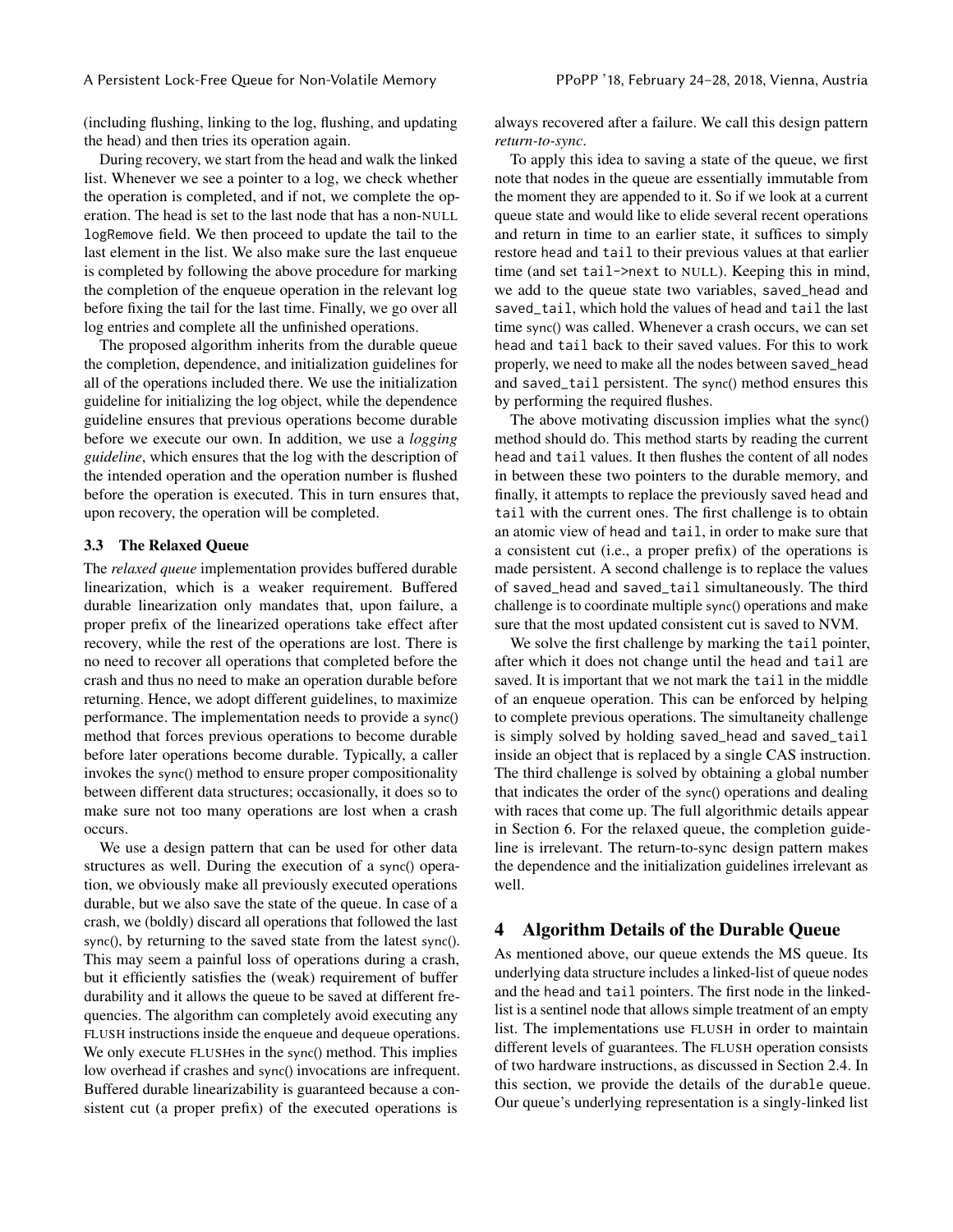(including flushing, linking to the log, flushing, and updating the head) and then tries its operation again.

During recovery, we start from the head and walk the linked list. Whenever we see a pointer to a log, we check whether the operation is completed, and if not, we complete the operation. The head is set to the last node that has a non-NULL `logRemove` field. We then proceed to update the tail to the last element in the list. We also make sure the last enqueue is completed by following the above procedure for marking the completion of the enqueue operation in the relevant log before fixing the tail for the last time. Finally, we go over all log entries and complete all the unfinished operations.

The proposed algorithm inherits from the durable queue the completion, dependence, and initialization guidelines for all of the operations included there. We use the initialization guideline for initializing the log object, while the dependence guideline ensures that previous operations become durable before we execute our own. In addition, we use a *logging guideline*, which ensures that the log with the description of the intended operation and the operation number is flushed before the operation is executed. This in turn ensures that, upon recovery, the operation will be completed.

### 3.3 The Relaxed Queue

The *relaxed queue* implementation provides buffered durable linearization, which is a weaker requirement. Buffered durable linearization only mandates that, upon failure, a proper prefix of the linearized operations take effect after recovery, while the rest of the operations are lost. There is no need to recover all operations that completed before the crash and thus no need to make an operation durable before returning. Hence, we adopt different guidelines, to maximize performance. The implementation needs to provide a sync() method that forces previous operations to become durable before later operations become durable. Typically, a caller invokes the sync() method to ensure proper compositionality between different data structures; occasionally, it does so to make sure not too many operations are lost when a crash occurs.

We use a design pattern that can be used for other data structures as well. During the execution of a sync() operation, we obviously make all previously executed operations durable, but we also save the state of the queue. In case of a crash, we (boldly) discard all operations that followed the last sync(), by returning to the saved state from the latest sync(). This may seem a painful loss of operations during a crash, but it efficiently satisfies the (weak) requirement of buffer durability and it allows the queue to be saved at different frequencies. The algorithm can completely avoid executing any FLUSH instructions inside the enqueue and dequeue operations. We only execute FLUSHes in the sync() method. This implies low overhead if crashes and sync() invocations are infrequent. Buffered durable linearizability is guaranteed because a consistent cut (a proper prefix) of the executed operations is always recovered after a failure. We call this design pattern *return-to-sync*.

To apply this idea to saving a state of the queue, we first note that nodes in the queue are essentially immutable from the moment they are appended to it. So if we look at a current queue state and would like to elide several recent operations and return in time to an earlier state, it suffices to simply restore `head` and `tail` to their previous values at that earlier time (and set `tail->next` to NULL). Keeping this in mind, we add to the queue state two variables, `saved_head` and `saved_tail`, which hold the values of `head` and `tail` the last time sync() was called. Whenever a crash occurs, we can set `head` and `tail` back to their saved values. For this to work properly, we need to make all the nodes between `saved_head` and `saved_tail` persistent. The sync() method ensures this by performing the required flushes.

The above motivating discussion implies what the sync() method should do. This method starts by reading the current `head` and `tail` values. It then flushes the content of all nodes in between these two pointers to the durable memory, and finally, it attempts to replace the previously saved `head` and `tail` with the current ones. The first challenge is to obtain an atomic view of `head` and `tail`, in order to make sure that a consistent cut (i.e., a proper prefix) of the operations is made persistent. A second challenge is to replace the values of `saved_head` and `saved_tail` simultaneously. The third challenge is to coordinate multiple sync() operations and make sure that the most updated consistent cut is saved to NVM.

We solve the first challenge by marking the `tail` pointer, after which it does not change until the `head` and `tail` are saved. It is important that we not mark the `tail` in the middle of an enqueue operation. This can be enforced by helping to complete previous operations. The simultaneity challenge is simply solved by holding `saved_head` and `saved_tail` inside an object that is replaced by a single CAS instruction. The third challenge is solved by obtaining a global number that indicates the order of the sync() operations and dealing with races that come up. The full algorithmic details appear in Section 6. For the relaxed queue, the completion guideline is irrelevant. The return-to-sync design pattern makes the dependence and the initialization guidelines irrelevant as well.

## 4 Algorithm Details of the Durable Queue

As mentioned above, our queue extends the MS queue. Its underlying data structure includes a linked-list of queue nodes and the `head` and `tail` pointers. The first node in the linked-list is a sentinel node that allows simple treatment of an empty list. The implementations use FLUSH in order to maintain different levels of guarantees. The FLUSH operation consists of two hardware instructions, as discussed in Section 2.4. In this section, we provide the details of the `durable` queue. Our queue's underlying representation is a singly-linked list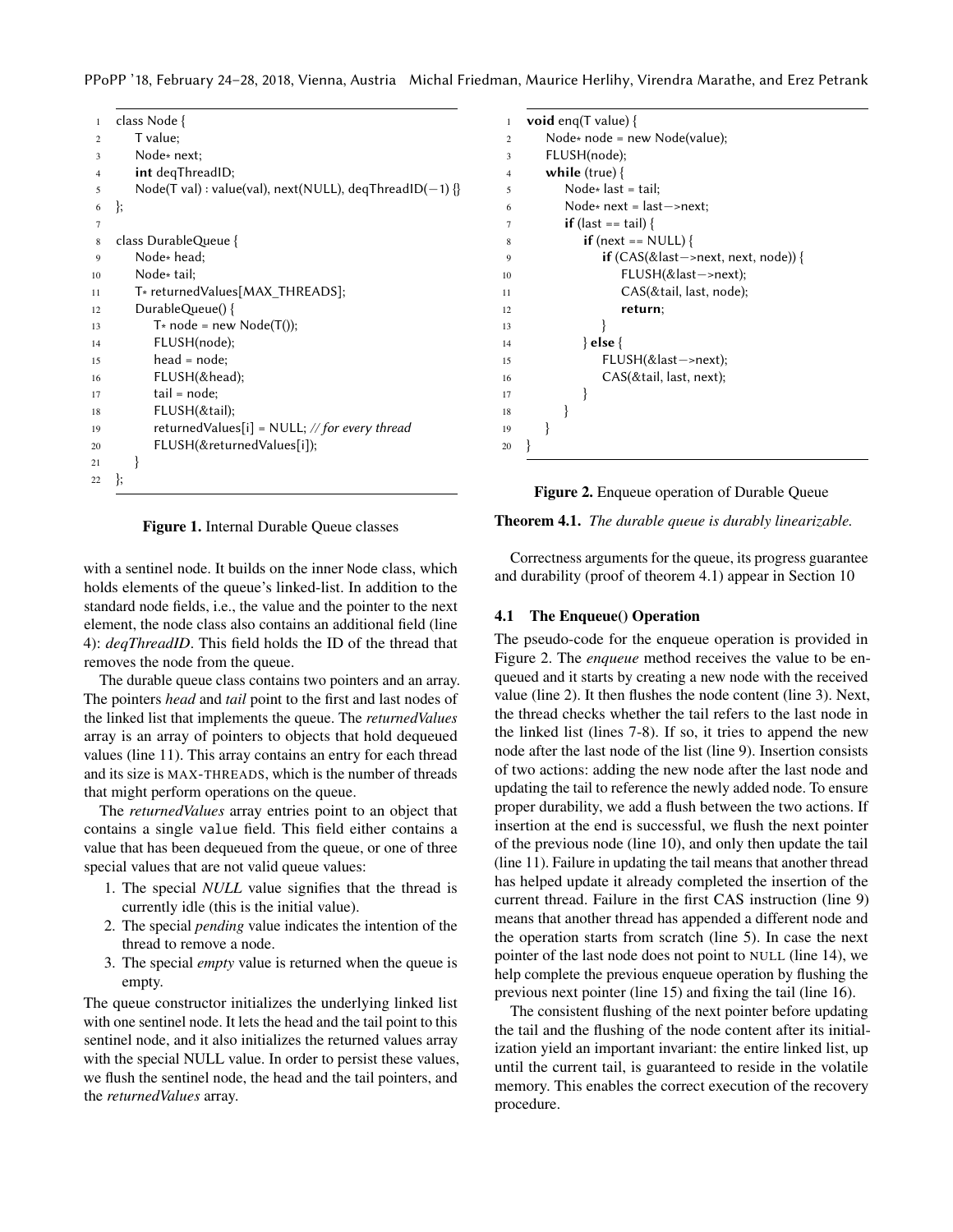```
1  class Node {
2      T value;
3      Node* next;
4      int deqThreadID;
5      Node(T val) : value(val), next(NULL), deqThreadID(−1) {}
6  };
7
8  class DurableQueue {
9      Node* head;
10     Node* tail;
11     T* returnedValues[MAX_THREADS];
12     DurableQueue() {
13         T* node = new Node(T());
14         FLUSH(node);
15         head = node;
16         FLUSH(&head);
17         tail = node;
18         FLUSH(&tail);
19         returnedValues[i] = NULL; // for every thread
20         FLUSH(&returnedValues[i]);
21     }
22 };
```

**Figure 1.** Internal Durable Queue classes

with a sentinel node. It builds on the inner Node class, which holds elements of the queue's linked-list. In addition to the standard node fields, i.e., the value and the pointer to the next element, the node class also contains an additional field (line 4): *deqThreadID*. This field holds the ID of the thread that removes the node from the queue.

The durable queue class contains two pointers and an array. The pointers *head* and *tail* point to the first and last nodes of the linked list that implements the queue. The *returnedValues* array is an array of pointers to objects that hold dequeued values (line 11). This array contains an entry for each thread and its size is MAX-THREADS, which is the number of threads that might perform operations on the queue.

The *returnedValues* array entries point to an object that contains a single value field. This field either contains a value that has been dequeued from the queue, or one of three special values that are not valid queue values:

1. The special *NULL* value signifies that the thread is currently idle (this is the initial value).
2. The special *pending* value indicates the intention of the thread to remove a node.
3. The special *empty* value is returned when the queue is empty.

The queue constructor initializes the underlying linked list with one sentinel node. It lets the head and the tail point to this sentinel node, and it also initializes the returned values array with the special NULL value. In order to persist these values, we flush the sentinel node, the head and the tail pointers, and the *returnedValues* array.

```
1  void enq(T value) {
2      Node* node = new Node(value);
3      FLUSH(node);
4      while (true) {
5          Node* last = tail;
6          Node* next = last−>next;
7          if (last == tail) {
8              if (next == NULL) {
9                  if (CAS(&last−>next, next, node)) {
10                     FLUSH(&last−>next);
11                     CAS(&tail, last, node);
12                     return;
13                 }
14             } else {
15                 FLUSH(&last−>next);
16                 CAS(&tail, last, next);
17             }
18         }
19     }
20 }
```

**Figure 2.** Enqueue operation of Durable Queue

**Theorem 4.1.** *The durable queue is durably linearizable.*

Correctness arguments for the queue, its progress guarantee and durability (proof of theorem 4.1) appear in Section 10

### 4.1 The Enqueue() Operation

The pseudo-code for the enqueue operation is provided in Figure 2. The *enqueue* method receives the value to be enqueued and it starts by creating a new node with the received value (line 2). It then flushes the node content (line 3). Next, the thread checks whether the tail refers to the last node in the linked list (lines 7-8). If so, it tries to append the new node after the last node of the list (line 9). Insertion consists of two actions: adding the new node after the last node and updating the tail to reference the newly added node. To ensure proper durability, we add a flush between the two actions. If insertion at the end is successful, we flush the next pointer of the previous node (line 10), and only then update the tail (line 11). Failure in updating the tail means that another thread has helped update it already completed the insertion of the current thread. Failure in the first CAS instruction (line 9) means that another thread has appended a different node and the operation starts from scratch (line 5). In case the next pointer of the last node does not point to NULL (line 14), we help complete the previous enqueue operation by flushing the previous next pointer (line 15) and fixing the tail (line 16).

The consistent flushing of the next pointer before updating the tail and the flushing of the node content after its initialization yield an important invariant: the entire linked list, up until the current tail, is guaranteed to reside in the volatile memory. This enables the correct execution of the recovery procedure.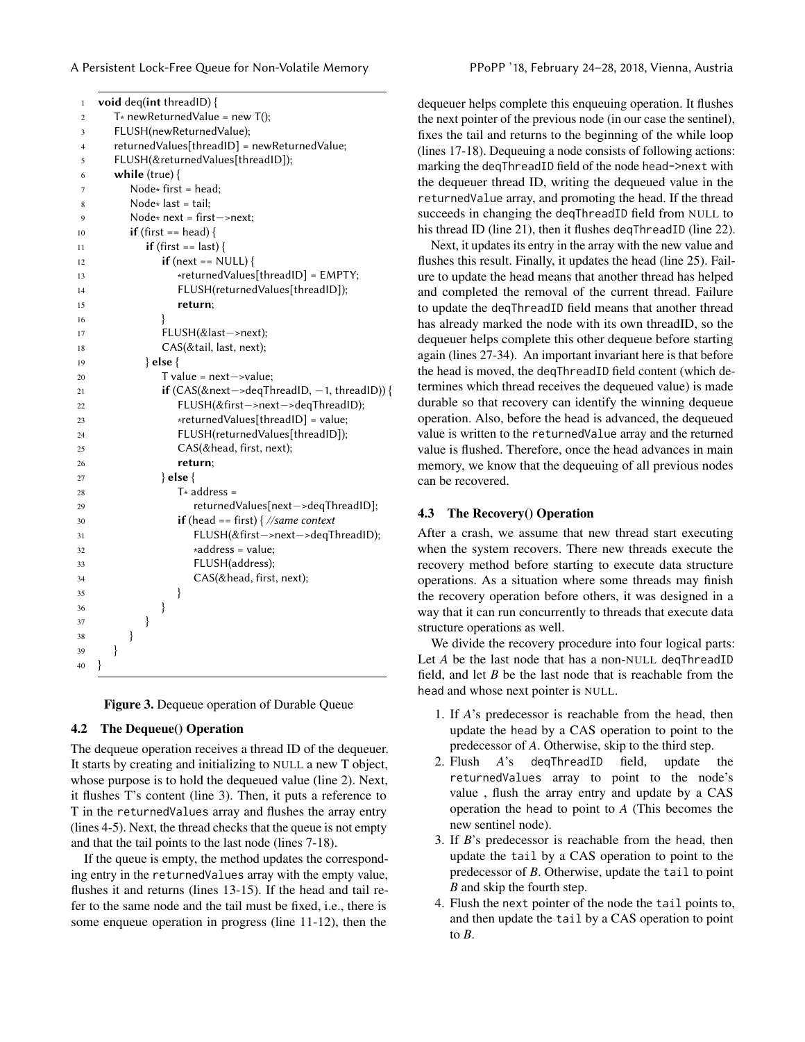```
1  void deq(int threadID) {
2      T* newReturnedValue = new T();
3      FLUSH(newReturnedValue);
4      returnedValues[threadID] = newReturnedValue;
5      FLUSH(&returnedValues[threadID]);
6      while (true) {
7          Node* first = head;
8          Node* last = tail;
9          Node* next = first->next;
10         if (first == head) {
11             if (first == last) {
12                 if (next == NULL) {
13                     *returnedValues[threadID] = EMPTY;
14                     FLUSH(returnedValues[threadID]);
15                     return;
16                 }
17                 FLUSH(&last->next);
18                 CAS(&tail, last, next);
19             } else {
20                 T value = next->value;
21                 if (CAS(&next->deqThreadID, -1, threadID)) {
22                     FLUSH(&first->next->deqThreadID);
23                     *returnedValues[threadID] = value;
24                     FLUSH(returnedValues[threadID]);
25                     CAS(&head, first, next);
26                     return;
27                 } else {
28                     T* address =
29                         returnedValues[next->deqThreadID];
30                     if (head == first) { //same context
31                         FLUSH(&first->next->deqThreadID);
32                         *address = value;
33                         FLUSH(address);
34                         CAS(&head, first, next);
35                     }
36                 }
37             }
38         }
39     }
40 }
```

**Figure 3.** Dequeue operation of Durable Queue

### 4.2 The Dequeue() Operation

The dequeue operation receives a thread ID of the dequeuer. It starts by creating and initializing to NULL a new T object, whose purpose is to hold the dequeued value (line 2). Next, it flushes T's content (line 3). Then, it puts a reference to T in the returnedValues array and flushes the array entry (lines 4-5). Next, the thread checks that the queue is not empty and that the tail points to the last node (lines 7-18).

If the queue is empty, the method updates the corresponding entry in the returnedValues array with the empty value, flushes it and returns (lines 13-15). If the head and tail refer to the same node and the tail must be fixed, i.e., there is some enqueue operation in progress (line 11-12), then the dequeuer helps complete this enqueuing operation. It flushes the next pointer of the previous node (in our case the sentinel), fixes the tail and returns to the beginning of the while loop (lines 17-18). Dequeuing a node consists of following actions: marking the deqThreadID field of the node head->next with the dequeuer thread ID, writing the dequeued value in the returnedValue array, and promoting the head. If the thread succeeds in changing the deqThreadID field from NULL to his thread ID (line 21), then it flushes deqThreadID (line 22).

Next, it updates its entry in the array with the new value and flushes this result. Finally, it updates the head (line 25). Failure to update the head means that another thread has helped and completed the removal of the current thread. Failure to update the deqThreadID field means that another thread has already marked the node with its own threadID, so the dequeuer helps complete this other dequeue before starting again (lines 27-34). An important invariant here is that before the head is moved, the deqThreadID field content (which determines which thread receives the dequeued value) is made durable so that recovery can identify the winning dequeue operation. Also, before the head is advanced, the dequeued value is written to the returnedValue array and the returned value is flushed. Therefore, once the head advances in main memory, we know that the dequeuing of all previous nodes can be recovered.

### 4.3 The Recovery() Operation

After a crash, we assume that new thread start executing when the system recovers. There new threads execute the recovery method before starting to execute data structure operations. As a situation where some threads may finish the recovery operation before others, it was designed in a way that it can run concurrently to threads that execute data structure operations as well.

We divide the recovery procedure into four logical parts: Let *A* be the last node that has a non-NULL deqThreadID field, and let *B* be the last node that is reachable from the head and whose next pointer is NULL.

1. If *A*'s predecessor is reachable from the head, then update the head by a CAS operation to point to the predecessor of *A*. Otherwise, skip to the third step.
2. Flush *A*'s deqThreadID field, update the returnedValues array to point to the node's value , flush the array entry and update by a CAS operation the head to point to *A* (This becomes the new sentinel node).
3. If *B*'s predecessor is reachable from the head, then update the tail by a CAS operation to point to the predecessor of *B*. Otherwise, update the tail to point *B* and skip the fourth step.
4. Flush the next pointer of the node the tail points to, and then update the tail by a CAS operation to point to *B*.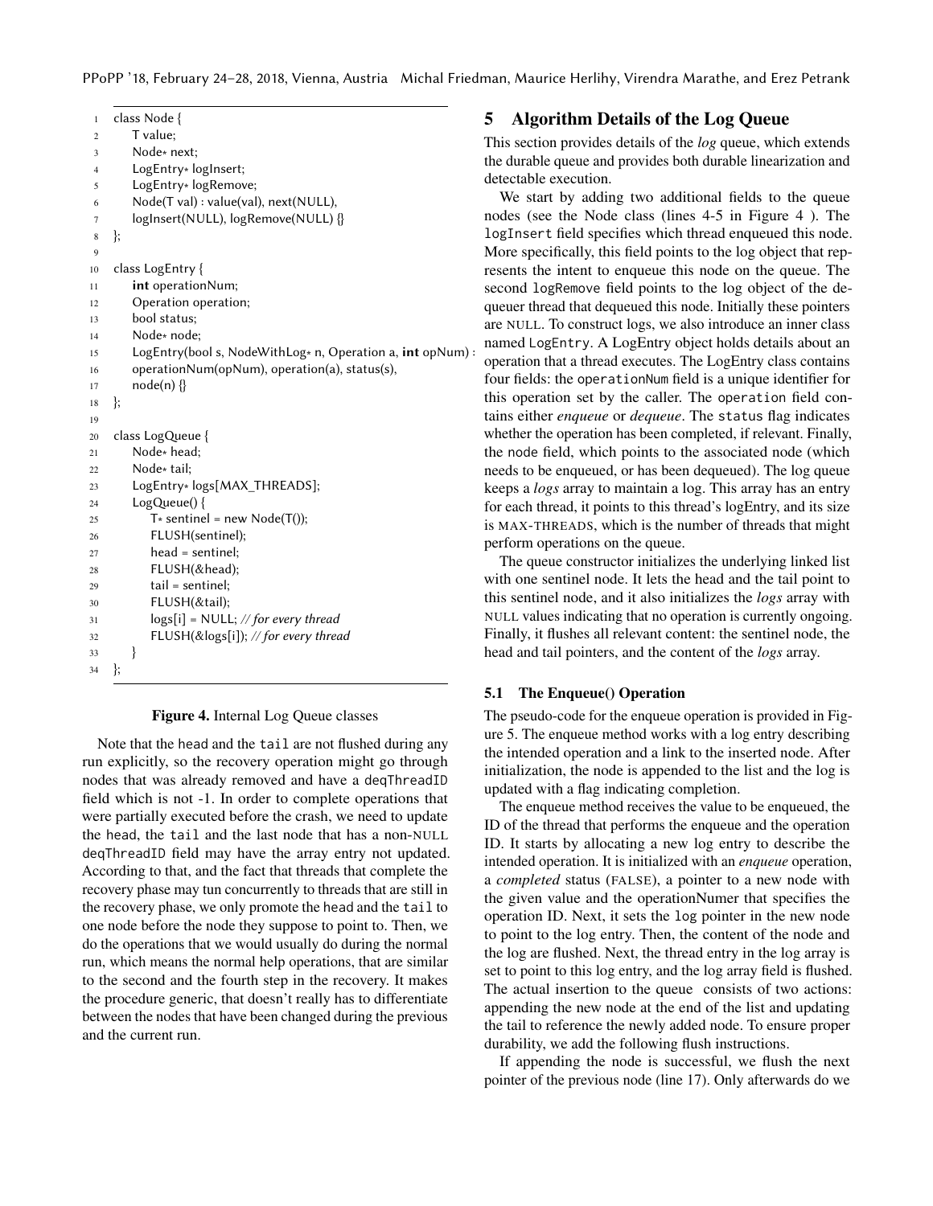```
1  class Node {
2      T value;
3      Node* next;
4      LogEntry* logInsert;
5      LogEntry* logRemove;
6      Node(T val) : value(val), next(NULL),
7      logInsert(NULL), logRemove(NULL) {}
8  };
9
10 class LogEntry {
11     int operationNum;
12     Operation operation;
13     bool status;
14     Node* node;
15     LogEntry(bool s, NodeWithLog* n, Operation a, int opNum) :
16     operationNum(opNum), operation(a), status(s),
17     node(n) {}
18 };
19
20 class LogQueue {
21     Node* head;
22     Node* tail;
23     LogEntry* logs[MAX_THREADS];
24     LogQueue() {
25         T* sentinel = new Node(T());
26         FLUSH(sentinel);
27         head = sentinel;
28         FLUSH(&head);
29         tail = sentinel;
30         FLUSH(&tail);
31         logs[i] = NULL; // for every thread
32         FLUSH(&logs[i]); // for every thread
33     }
34 };
```

**Figure 4.** Internal Log Queue classes

Note that the head and the tail are not flushed during any run explicitly, so the recovery operation might go through nodes that was already removed and have a deqThreadID field which is not -1. In order to complete operations that were partially executed before the crash, we need to update the head, the tail and the last node that has a non-NULL deqThreadID field may have the array entry not updated. According to that, and the fact that threads that complete the recovery phase may tun concurrently to threads that are still in the recovery phase, we only promote the head and the tail to one node before the node they suppose to point to. Then, we do the operations that we would usually do during the normal run, which means the normal help operations, that are similar to the second and the fourth step in the recovery. It makes the procedure generic, that doesn't really has to differentiate between the nodes that have been changed during the previous and the current run.

## 5 Algorithm Details of the Log Queue

This section provides details of the *log* queue, which extends the durable queue and provides both durable linearization and detectable execution.

We start by adding two additional fields to the queue nodes (see the Node class (lines 4-5 in Figure 4 ). The logInsert field specifies which thread enqueued this node. More specifically, this field points to the log object that represents the intent to enqueue this node on the queue. The second logRemove field points to the log object of the dequeuer thread that dequeued this node. Initially these pointers are NULL. To construct logs, we also introduce an inner class named LogEntry. A LogEntry object holds details about an operation that a thread executes. The LogEntry class contains four fields: the operationNum field is a unique identifier for this operation set by the caller. The operation field contains either *enqueue* or *dequeue*. The status flag indicates whether the operation has been completed, if relevant. Finally, the node field, which points to the associated node (which needs to be enqueued, or has been dequeued). The log queue keeps a *logs* array to maintain a log. This array has an entry for each thread, it points to this thread's logEntry, and its size is MAX-THREADS, which is the number of threads that might perform operations on the queue.

The queue constructor initializes the underlying linked list with one sentinel node. It lets the head and the tail point to this sentinel node, and it also initializes the *logs* array with NULL values indicating that no operation is currently ongoing. Finally, it flushes all relevant content: the sentinel node, the head and tail pointers, and the content of the *logs* array.

### 5.1 The Enqueue() Operation

The pseudo-code for the enqueue operation is provided in Figure 5. The enqueue method works with a log entry describing the intended operation and a link to the inserted node. After initialization, the node is appended to the list and the log is updated with a flag indicating completion.

The enqueue method receives the value to be enqueued, the ID of the thread that performs the enqueue and the operation ID. It starts by allocating a new log entry to describe the intended operation. It is initialized with an *enqueue* operation, a *completed* status (FALSE), a pointer to a new node with the given value and the operationNumer that specifies the operation ID. Next, it sets the log pointer in the new node to point to the log entry. Then, the content of the node and the log are flushed. Next, the thread entry in the log array is set to point to this log entry, and the log array field is flushed. The actual insertion to the queue consists of two actions: appending the new node at the end of the list and updating the tail to reference the newly added node. To ensure proper durability, we add the following flush instructions.

If appending the node is successful, we flush the next pointer of the previous node (line 17). Only afterwards do we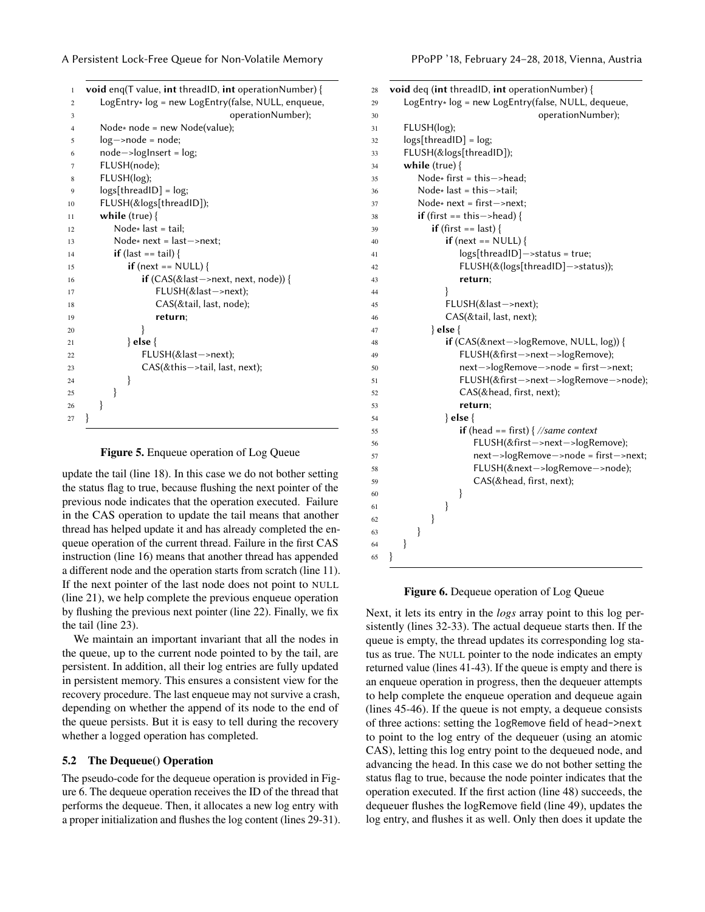```
1  void enq(T value, int threadID, int operationNumber) {
2      LogEntry* log = new LogEntry(false, NULL, enqueue,
3                                          operationNumber);
4      Node* node = new Node(value);
5      log->node = node;
6      node->logInsert = log;
7      FLUSH(node);
8      FLUSH(log);
9      logs[threadID] = log;
10     FLUSH(&logs[threadID]);
11     while (true) {
12         Node* last = tail;
13         Node* next = last->next;
14         if (last == tail) {
15             if (next == NULL) {
16                 if (CAS(&last->next, next, node)) {
17                     FLUSH(&last->next);
18                     CAS(&tail, last, node);
19                     return;
20                 }
21             } else {
22                 FLUSH(&last->next);
23                 CAS(&this->tail, last, next);
24             }
25         }
26     }
27 }
```

**Figure 5.** Enqueue operation of Log Queue

update the tail (line 18). In this case we do not bother setting the status flag to true, because flushing the next pointer of the previous node indicates that the operation executed. Failure in the CAS operation to update the tail means that another thread has helped update it and has already completed the enqueue operation of the current thread. Failure in the first CAS instruction (line 16) means that another thread has appended a different node and the operation starts from scratch (line 11). If the next pointer of the last node does not point to NULL (line 21), we help complete the previous enqueue operation by flushing the previous next pointer (line 22). Finally, we fix the tail (line 23).

We maintain an important invariant that all the nodes in the queue, up to the current node pointed to by the tail, are persistent. In addition, all their log entries are fully updated in persistent memory. This ensures a consistent view for the recovery procedure. The last enqueue may not survive a crash, depending on whether the append of its node to the end of the queue persists. But it is easy to tell during the recovery whether a logged operation has completed.

### 5.2 The Dequeue() Operation

The pseudo-code for the dequeue operation is provided in Figure 6. The dequeue operation receives the ID of the thread that performs the dequeue. Then, it allocates a new log entry with a proper initialization and flushes the log content (lines 29-31).

```
28 void deq (int threadID, int operationNumber) {
29     LogEntry* log = new LogEntry(false, NULL, dequeue,
30                                          operationNumber);
31     FLUSH(log);
32     logs[threadID] = log;
33     FLUSH(&logs[threadID]);
34     while (true) {
35         Node* first = this->head;
36         Node* last = this->tail;
37         Node* next = first->next;
38         if (first == this->head) {
39             if (first == last) {
40                 if (next == NULL) {
41                     logs[threadID]->status = true;
42                     FLUSH(&(logs[threadID]->status));
43                     return;
44                 }
45                 FLUSH(&last->next);
46                 CAS(&tail, last, next);
47             } else {
48                 if (CAS(&next->logRemove, NULL, log)) {
49                     FLUSH(&first->next->logRemove);
50                     next->logRemove->node = first->next;
51                     FLUSH(&first->next->logRemove->node);
52                     CAS(&head, first, next);
53                     return;
54                 } else {
55                     if (head == first) { //same context
56                         FLUSH(&first->next->logRemove);
57                         next->logRemove->node = first->next;
58                         FLUSH(&next->logRemove->node);
59                         CAS(&head, first, next);
60                     }
61                 }
62             }
63         }
64     }
65 }
```

**Figure 6.** Dequeue operation of Log Queue

Next, it lets its entry in the *logs* array point to this log persistently (lines 32-33). The actual dequeue starts then. If the queue is empty, the thread updates its corresponding log status as true. The NULL pointer to the node indicates an empty returned value (lines 41-43). If the queue is empty and there is an enqueue operation in progress, then the dequeuer attempts to help complete the enqueue operation and dequeue again (lines 45-46). If the queue is not empty, a dequeue consists of three actions: setting the `logRemove` field of `head->next` to point to the log entry of the dequeuer (using an atomic CAS), letting this log entry point to the dequeued node, and advancing the `head`. In this case we do not bother setting the status flag to true, because the node pointer indicates that the operation executed. If the first action (line 48) succeeds, the dequeuer flushes the logRemove field (line 49), updates the log entry, and flushes it as well. Only then does it update the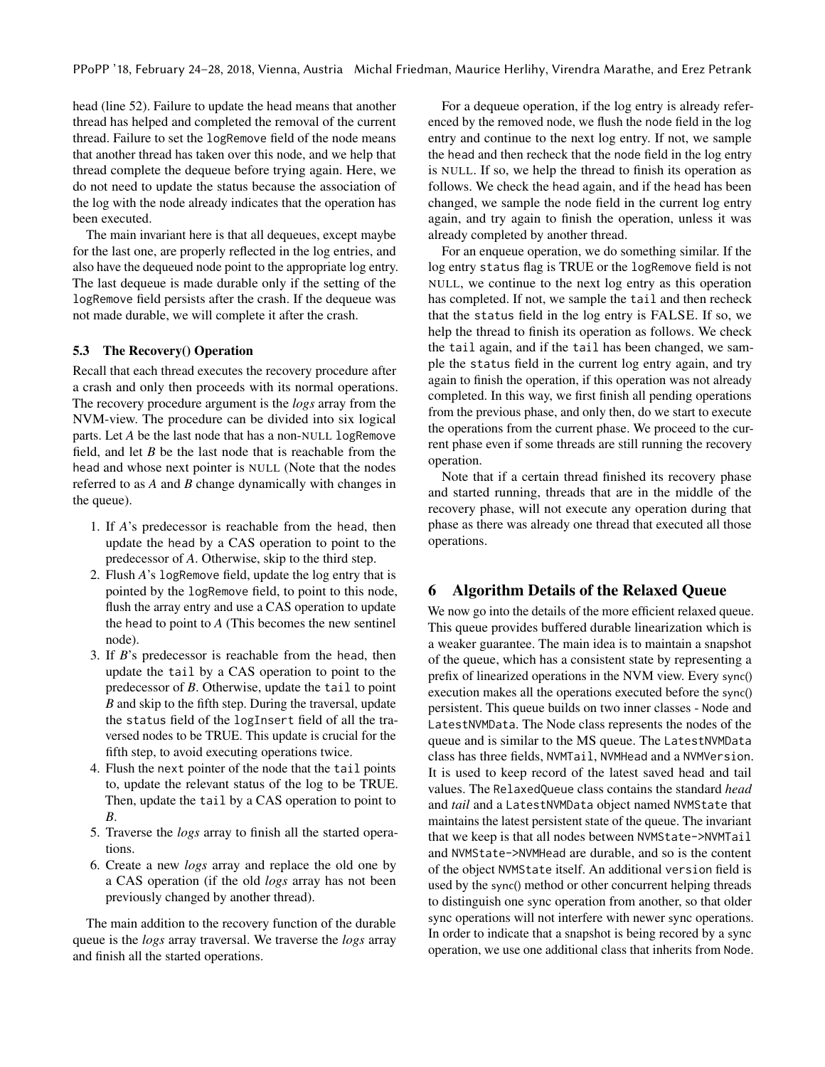head (line 52). Failure to update the head means that another thread has helped and completed the removal of the current thread. Failure to set the `logRemove` field of the node means that another thread has taken over this node, and we help that thread complete the dequeue before trying again. Here, we do not need to update the status because the association of the log with the node already indicates that the operation has been executed.

The main invariant here is that all dequeues, except maybe for the last one, are properly reflected in the log entries, and also have the dequeued node point to the appropriate log entry. The last dequeue is made durable only if the setting of the `logRemove` field persists after the crash. If the dequeue was not made durable, we will complete it after the crash.

### 5.3 The Recovery() Operation

Recall that each thread executes the recovery procedure after a crash and only then proceeds with its normal operations. The recovery procedure argument is the *logs* array from the NVM-view. The procedure can be divided into six logical parts. Let *A* be the last node that has a non-NULL `logRemove` field, and let *B* be the last node that is reachable from the head and whose next pointer is NULL (Note that the nodes referred to as *A* and *B* change dynamically with changes in the queue).

1. If *A*'s predecessor is reachable from the head, then update the head by a CAS operation to point to the predecessor of *A*. Otherwise, skip to the third step.
2. Flush *A*'s `logRemove` field, update the log entry that is pointed by the `logRemove` field, to point to this node, flush the array entry and use a CAS operation to update the head to point to *A* (This becomes the new sentinel node).
3. If *B*'s predecessor is reachable from the head, then update the `tail` by a CAS operation to point to the predecessor of *B*. Otherwise, update the `tail` to point *B* and skip to the fifth step. During the traversal, update the `status` field of the `logInsert` field of all the traversed nodes to be TRUE. This update is crucial for the fifth step, to avoid executing operations twice.
4. Flush the `next` pointer of the node that the `tail` points to, update the relevant status of the log to be TRUE. Then, update the `tail` by a CAS operation to point to *B*.
5. Traverse the *logs* array to finish all the started operations.
6. Create a new *logs* array and replace the old one by a CAS operation (if the old *logs* array has not been previously changed by another thread).

The main addition to the recovery function of the durable queue is the *logs* array traversal. We traverse the *logs* array and finish all the started operations.

For a dequeue operation, if the log entry is already referenced by the removed node, we flush the node field in the log entry and continue to the next log entry. If not, we sample the head and then recheck that the node field in the log entry is NULL. If so, we help the thread to finish its operation as follows. We check the head again, and if the head has been changed, we sample the node field in the current log entry again, and try again to finish the operation, unless it was already completed by another thread.

For an enqueue operation, we do something similar. If the log entry `status` flag is TRUE or the `logRemove` field is not NULL, we continue to the next log entry as this operation has completed. If not, we sample the `tail` and then recheck that the `status` field in the log entry is FALSE. If so, we help the thread to finish its operation as follows. We check the `tail` again, and if the `tail` has been changed, we sample the `status` field in the current log entry again, and try again to finish the operation, if this operation was not already completed. In this way, we first finish all pending operations from the previous phase, and only then, do we start to execute the operations from the current phase. We proceed to the current phase even if some threads are still running the recovery operation.

Note that if a certain thread finished its recovery phase and started running, threads that are in the middle of the recovery phase, will not execute any operation during that phase as there was already one thread that executed all those operations.

## 6 Algorithm Details of the Relaxed Queue

We now go into the details of the more efficient relaxed queue. This queue provides buffered durable linearization which is a weaker guarantee. The main idea is to maintain a snapshot of the queue, which has a consistent state by representing a prefix of linearized operations in the NVM view. Every sync() execution makes all the operations executed before the sync() persistent. This queue builds on two inner classes - `Node` and `LatestNVMData`. The Node class represents the nodes of the queue and is similar to the MS queue. The `LatestNVMData` class has three fields, `NVMTail`, `NVMHead` and a `NVMVersion`. It is used to keep record of the latest saved head and tail values. The `RelaxedQueue` class contains the standard *head* and *tail* and a `LatestNVMData` object named `NVMState` that maintains the latest persistent state of the queue. The invariant that we keep is that all nodes between `NVMState->NVMTail` and `NVMState->NVMHead` are durable, and so is the content of the object `NVMState` itself. An additional `version` field is used by the sync() method or other concurrent helping threads to distinguish one sync operation from another, so that older sync operations will not interfere with newer sync operations. In order to indicate that a snapshot is being recored by a sync operation, we use one additional class that inherits from `Node`.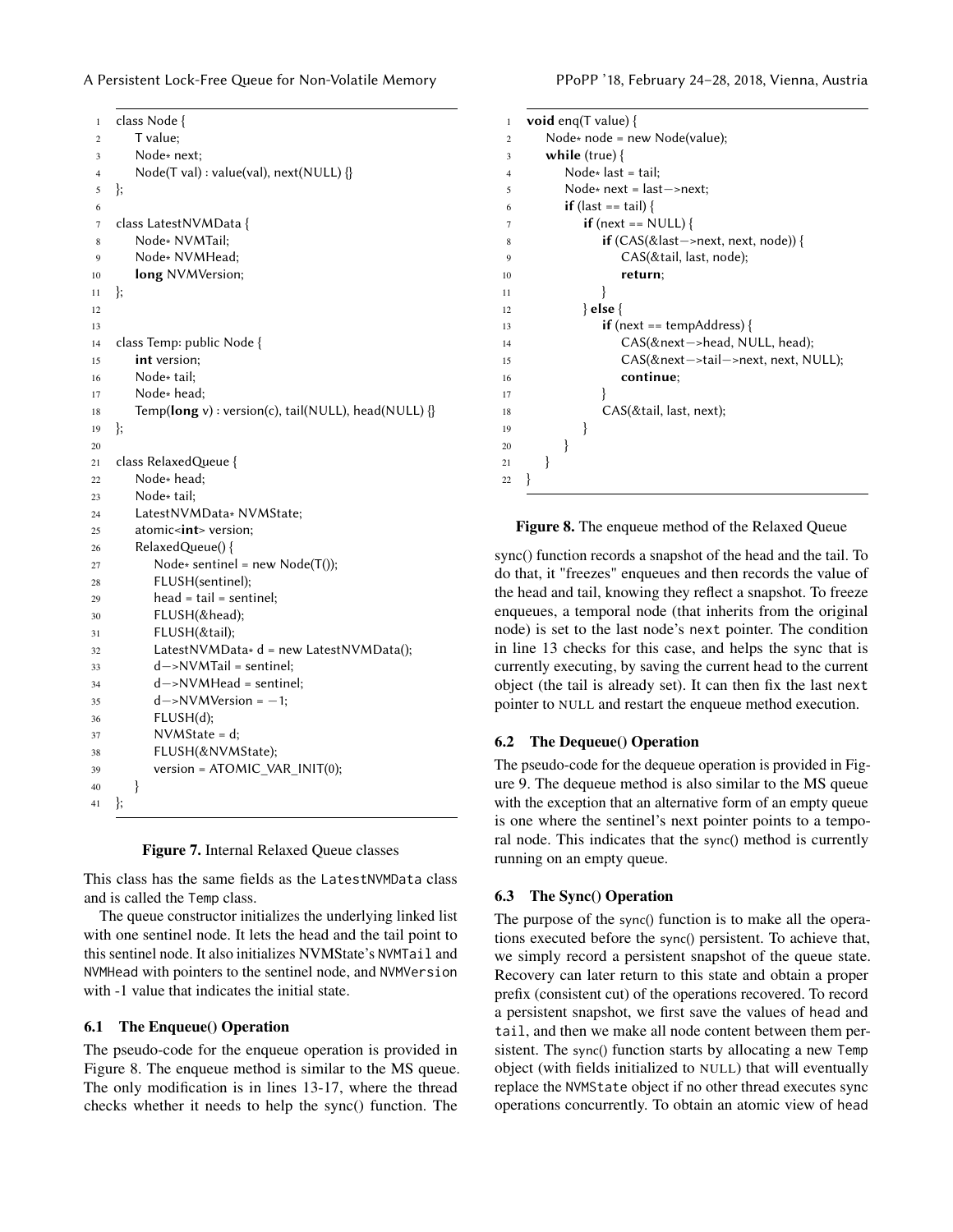```
1   class Node {
2       T value;
3       Node* next;
4       Node(T val) : value(val), next(NULL) {}
5   };
6
7   class LatestNVMData {
8       Node* NVMTail;
9       Node* NVMHead;
10      long NVMVersion;
11  };
12
13
14  class Temp: public Node {
15      int version;
16      Node* tail;
17      Node* head;
18      Temp(long v) : version(c), tail(NULL), head(NULL) {}
19  };
20
21  class RelaxedQueue {
22      Node* head;
23      Node* tail;
24      LatestNVMData* NVMState;
25      atomic<int> version;
26      RelaxedQueue() {
27          Node* sentinel = new Node(T());
28          FLUSH(sentinel);
29          head = tail = sentinel;
30          FLUSH(&head);
31          FLUSH(&tail);
32          LatestNVMData* d = new LatestNVMData();
33          d->NVMTail = sentinel;
34          d->NVMHead = sentinel;
35          d->NVMVersion = -1;
36          FLUSH(d);
37          NVMState = d;
38          FLUSH(&NVMState);
39          version = ATOMIC_VAR_INIT(0);
40      }
41  };
```

**Figure 7.** Internal Relaxed Queue classes

This class has the same fields as the LatestNVMData class and is called the Temp class.

The queue constructor initializes the underlying linked list with one sentinel node. It lets the head and the tail point to this sentinel node. It also initializes NVMState's NVMTail and NVMHead with pointers to the sentinel node, and NVMVersion with -1 value that indicates the initial state.

### 6.1 The Enqueue() Operation

The pseudo-code for the enqueue operation is provided in Figure 8. The enqueue method is similar to the MS queue. The only modification is in lines 13-17, where the thread checks whether it needs to help the sync() function. The

```
1   void enq(T value) {
2       Node* node = new Node(value);
3       while (true) {
4           Node* last = tail;
5           Node* next = last->next;
6           if (last == tail) {
7               if (next == NULL) {
8                   if (CAS(&last->next, next, node)) {
9                       CAS(&tail, last, node);
10                      return;
11                  }
12              } else {
13                  if (next == tempAddress) {
14                      CAS(&next->head, NULL, head);
15                      CAS(&next->tail->next, next, NULL);
16                      continue;
17                  }
18                  CAS(&tail, last, next);
19              }
20          }
21      }
22  }
```

**Figure 8.** The enqueue method of the Relaxed Queue

sync() function records a snapshot of the head and the tail. To do that, it "freezes" enqueues and then records the value of the head and tail, knowing they reflect a snapshot. To freeze enqueues, a temporal node (that inherits from the original node) is set to the last node's next pointer. The condition in line 13 checks for this case, and helps the sync that is currently executing, by saving the current head to the current object (the tail is already set). It can then fix the last next pointer to NULL and restart the enqueue method execution.

### 6.2 The Dequeue() Operation

The pseudo-code for the dequeue operation is provided in Figure 9. The dequeue method is also similar to the MS queue with the exception that an alternative form of an empty queue is one where the sentinel's next pointer points to a temporal node. This indicates that the sync() method is currently running on an empty queue.

### 6.3 The Sync() Operation

The purpose of the sync() function is to make all the operations executed before the sync() persistent. To achieve that, we simply record a persistent snapshot of the queue state. Recovery can later return to this state and obtain a proper prefix (consistent cut) of the operations recovered. To record a persistent snapshot, we first save the values of head and tail, and then we make all node content between them persistent. The sync() function starts by allocating a new Temp object (with fields initialized to NULL) that will eventually replace the NVMState object if no other thread executes sync operations concurrently. To obtain an atomic view of head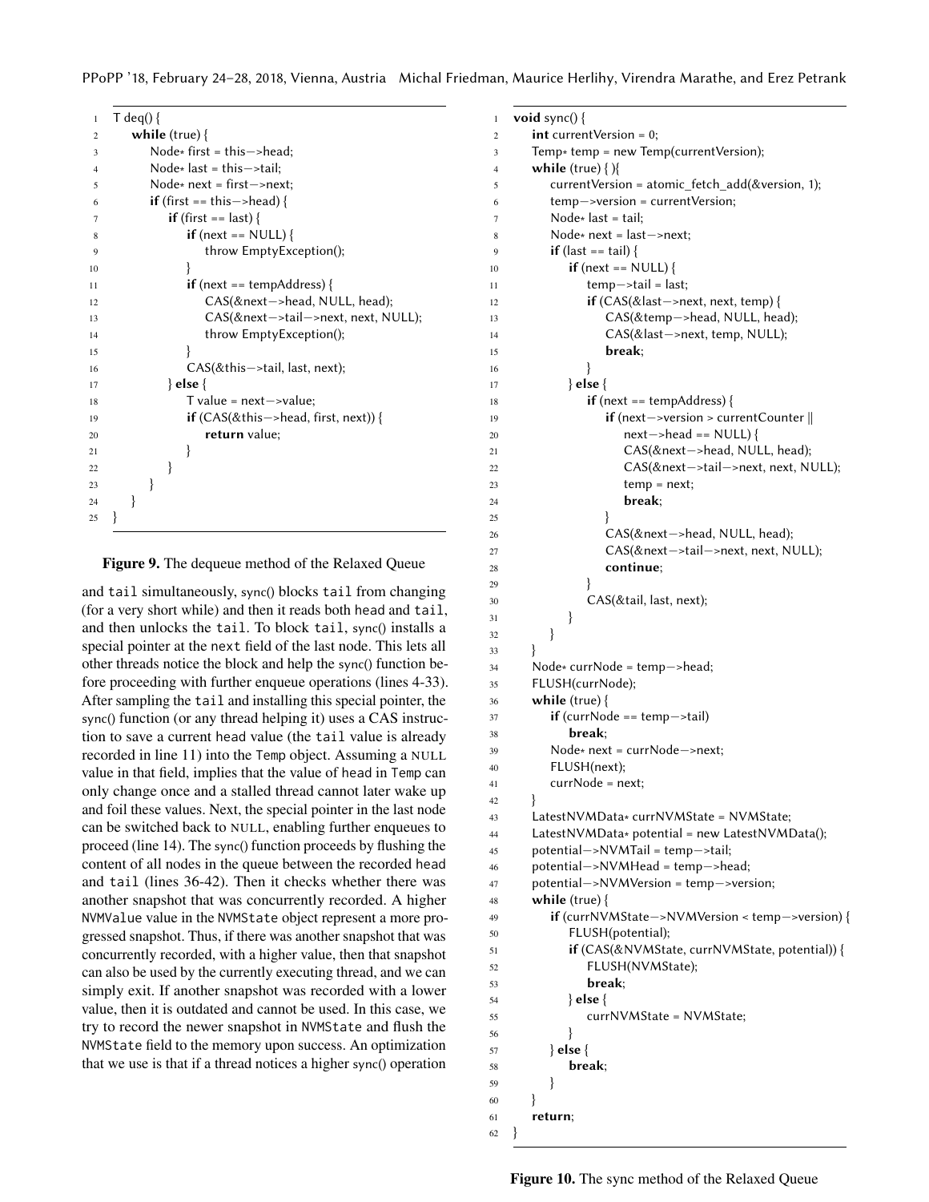```
1  T deq() {
2      while (true) {
3          Node* first = this->head;
4          Node* last = this->tail;
5          Node* next = first->next;
6          if (first == this->head) {
7              if (first == last) {
8                  if (next == NULL) {
9                      throw EmptyException();
10                 }
11                 if (next == tempAddress) {
12                     CAS(&next->head, NULL, head);
13                     CAS(&next->tail->next, next, NULL);
14                     throw EmptyException();
15                 }
16                 CAS(&this->tail, last, next);
17             } else {
18                 T value = next->value;
19                 if (CAS(&this->head, first, next)) {
20                     return value;
21                 }
22             }
23         }
24     }
25 }
```

**Figure 9.** The dequeue method of the Relaxed Queue

and tail simultaneously, sync() blocks tail from changing (for a very short while) and then it reads both head and tail, and then unlocks the tail. To block tail, sync() installs a special pointer at the next field of the last node. This lets all other threads notice the block and help the sync() function before proceeding with further enqueue operations (lines 4-33). After sampling the tail and installing this special pointer, the sync() function (or any thread helping it) uses a CAS instruction to save a current head value (the tail value is already recorded in line 11) into the Temp object. Assuming a NULL value in that field, implies that the value of head in Temp can only change once and a stalled thread cannot later wake up and foil these values. Next, the special pointer in the last node can be switched back to NULL, enabling further enqueues to proceed (line 14). The sync() function proceeds by flushing the content of all nodes in the queue between the recorded head and tail (lines 36-42). Then it checks whether there was another snapshot that was concurrently recorded. A higher NVMValue value in the NVMState object represent a more progressed snapshot. Thus, if there was another snapshot that was concurrently recorded, with a higher value, then that snapshot can also be used by the currently executing thread, and we can simply exit. If another snapshot was recorded with a lower value, then it is outdated and cannot be used. In this case, we try to record the newer snapshot in NVMState and flush the NVMState field to the memory upon success. An optimization that we use is that if a thread notices a higher sync() operation

```
1  void sync() {
2      int currentVersion = 0;
3      Temp* temp = new Temp(currentVersion);
4      while (true) { ){
5          currentVersion = atomic_fetch_add(&version, 1);
6          temp->version = currentVersion;
7          Node* last = tail;
8          Node* next = last->next;
9          if (last == tail) {
10             if (next == NULL) {
11                 temp->tail = last;
12                 if (CAS(&last->next, next, temp) {
13                     CAS(&temp->head, NULL, head);
14                     CAS(&last->next, temp, NULL);
15                     break;
16                 }
17             } else {
18                 if (next == tempAddress) {
19                     if (next->version > currentCounter ||
20                         next->head == NULL) {
21                         CAS(&next->head, NULL, head);
22                         CAS(&next->tail->next, next, NULL);
23                         temp = next;
24                         break;
25                     }
26                     CAS(&next->head, NULL, head);
27                     CAS(&next->tail->next, next, NULL);
28                     continue;
29                 }
30                 CAS(&tail, last, next);
31             }
32         }
33     }
34     Node* currNode = temp->head;
35     FLUSH(currNode);
36     while (true) {
37         if (currNode == temp->tail)
38             break;
39         Node* next = currNode->next;
40         FLUSH(next);
41         currNode = next;
42     }
43     LatestNVMData* currNVMState = NVMState;
44     LatestNVMData* potential = new LatestNVMData();
45     potential->NVMTail = temp->tail;
46     potential->NVMHead = temp->head;
47     potential->NVMVersion = temp->version;
48     while (true) {
49         if (currNVMState->NVMVersion < temp->version) {
50             FLUSH(potential);
51             if (CAS(&NVMState, currNVMState, potential)) {
52                 FLUSH(NVMState);
53                 break;
54             } else {
55                 currNVMState = NVMState;
56             }
57         } else {
58             break;
59         }
60     }
61     return;
62 }
```

**Figure 10.** The sync method of the Relaxed Queue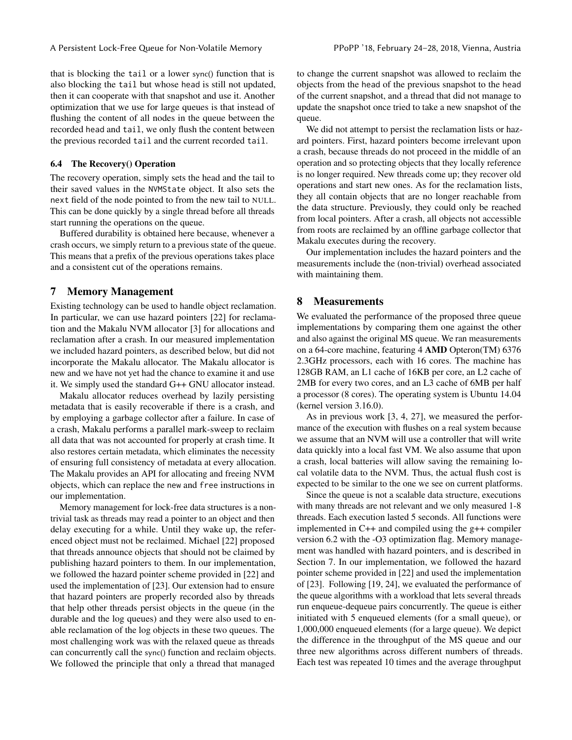that is blocking the tail or a lower sync() function that is also blocking the tail but whose head is still not updated, then it can cooperate with that snapshot and use it. Another optimization that we use for large queues is that instead of flushing the content of all nodes in the queue between the recorded head and tail, we only flush the content between the previous recorded tail and the current recorded tail.

### 6.4 The Recovery() Operation

The recovery operation, simply sets the head and the tail to their saved values in the NVMState object. It also sets the next field of the node pointed to from the new tail to NULL. This can be done quickly by a single thread before all threads start running the operations on the queue.

Buffered durability is obtained here because, whenever a crash occurs, we simply return to a previous state of the queue. This means that a prefix of the previous operations takes place and a consistent cut of the operations remains.

## 7 Memory Management

Existing technology can be used to handle object reclamation. In particular, we can use hazard pointers [22] for reclamation and the Makalu NVM allocator [3] for allocations and reclamation after a crash. In our measured implementation we included hazard pointers, as described below, but did not incorporate the Makalu allocator. The Makalu allocator is new and we have not yet had the chance to examine it and use it. We simply used the standard G++ GNU allocator instead.

Makalu allocator reduces overhead by lazily persisting metadata that is easily recoverable if there is a crash, and by employing a garbage collector after a failure. In case of a crash, Makalu performs a parallel mark-sweep to reclaim all data that was not accounted for properly at crash time. It also restores certain metadata, which eliminates the necessity of ensuring full consistency of metadata at every allocation. The Makalu provides an API for allocating and freeing NVM objects, which can replace the new and free instructions in our implementation.

Memory management for lock-free data structures is a non-trivial task as threads may read a pointer to an object and then delay executing for a while. Until they wake up, the referenced object must not be reclaimed. Michael [22] proposed that threads announce objects that should not be claimed by publishing hazard pointers to them. In our implementation, we followed the hazard pointer scheme provided in [22] and used the implementation of [23]. Our extension had to ensure that hazard pointers are properly recorded also by threads that help other threads persist objects in the queue (in the durable and the log queues) and they were also used to enable reclamation of the log objects in these two queues. The most challenging work was with the relaxed queue as threads can concurrently call the sync() function and reclaim objects. We followed the principle that only a thread that managed to change the current snapshot was allowed to reclaim the objects from the head of the previous snapshot to the head of the current snapshot, and a thread that did not manage to update the snapshot once tried to take a new snapshot of the queue.

We did not attempt to persist the reclamation lists or hazard pointers. First, hazard pointers become irrelevant upon a crash, because threads do not proceed in the middle of an operation and so protecting objects that they locally reference is no longer required. New threads come up; they recover old operations and start new ones. As for the reclamation lists, they all contain objects that are no longer reachable from the data structure. Previously, they could only be reached from local pointers. After a crash, all objects not accessible from roots are reclaimed by an offline garbage collector that Makalu executes during the recovery.

Our implementation includes the hazard pointers and the measurements include the (non-trivial) overhead associated with maintaining them.

## 8 Measurements

We evaluated the performance of the proposed three queue implementations by comparing them one against the other and also against the original MS queue. We ran measurements on a 64-core machine, featuring 4 **AMD** Opteron(TM) 6376 2.3GHz processors, each with 16 cores. The machine has 128GB RAM, an L1 cache of 16KB per core, an L2 cache of 2MB for every two cores, and an L3 cache of 6MB per half a processor (8 cores). The operating system is Ubuntu 14.04 (kernel version 3.16.0).

As in previous work [3, 4, 27], we measured the performance of the execution with flushes on a real system because we assume that an NVM will use a controller that will write data quickly into a local fast VM. We also assume that upon a crash, local batteries will allow saving the remaining local volatile data to the NVM. Thus, the actual flush cost is expected to be similar to the one we see on current platforms.

Since the queue is not a scalable data structure, executions with many threads are not relevant and we only measured 1-8 threads. Each execution lasted 5 seconds. All functions were implemented in C++ and compiled using the g++ compiler version 6.2 with the -O3 optimization flag. Memory management was handled with hazard pointers, and is described in Section 7. In our implementation, we followed the hazard pointer scheme provided in [22] and used the implementation of [23]. Following [19, 24], we evaluated the performance of the queue algorithms with a workload that lets several threads run enqueue-dequeue pairs concurrently. The queue is either initiated with 5 enqueued elements (for a small queue), or 1,000,000 enqueued elements (for a large queue). We depict the difference in the throughput of the MS queue and our three new algorithms across different numbers of threads. Each test was repeated 10 times and the average throughput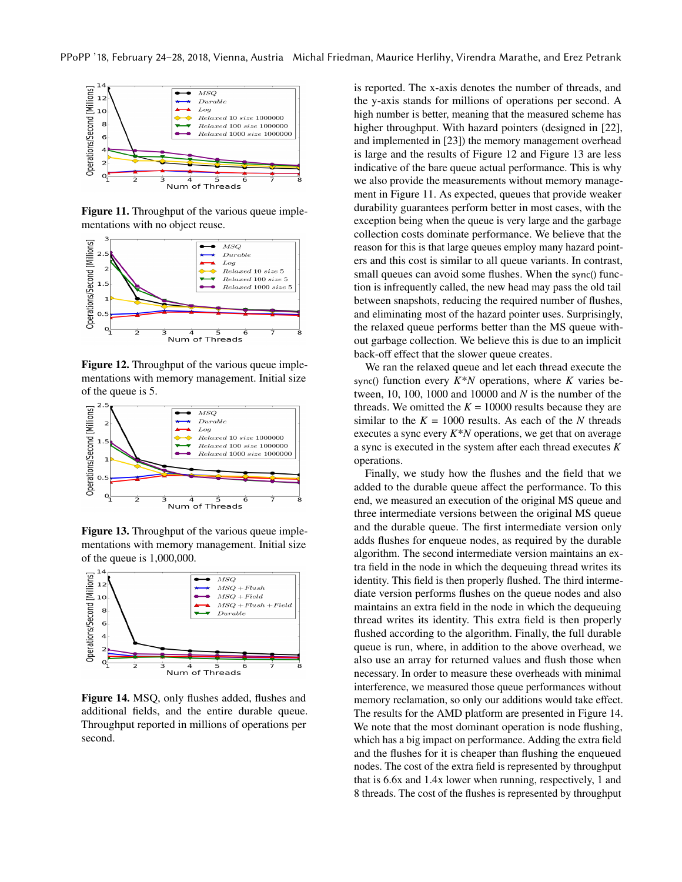Figure 11. Throughput of the various queue implementations with no object reuse.

Figure 12. Throughput of the various queue implementations with memory management. Initial size of the queue is 5.

Figure 13. Throughput of the various queue implementations with memory management. Initial size of the queue is 1,000,000.

Figure 14. MSQ, only flushes added, flushes and additional fields, and the entire durable queue. Throughput reported in millions of operations per second.

is reported. The x-axis denotes the number of threads, and the y-axis stands for millions of operations per second. A high number is better, meaning that the measured scheme has higher throughput. With hazard pointers (designed in [22], and implemented in [23]) the memory management overhead is large and the results of Figure 12 and Figure 13 are less indicative of the bare queue actual performance. This is why we also provide the measurements without memory management in Figure 11. As expected, queues that provide weaker durability guarantees perform better in most cases, with the exception being when the queue is very large and the garbage collection costs dominate performance. We believe that the reason for this is that large queues employ many hazard pointers and this cost is similar to all queue variants. In contrast, small queues can avoid some flushes. When the sync() function is infrequently called, the new head may pass the old tail between snapshots, reducing the required number of flushes, and eliminating most of the hazard pointer uses. Surprisingly, the relaxed queue performs better than the MS queue without garbage collection. We believe this is due to an implicit back-off effect that the slower queue creates.

We ran the relaxed queue and let each thread execute the sync() function every $K*N$ operations, where $K$ varies between, 10, 100, 1000 and 10000 and $N$ is the number of the threads. We omitted the $K = 10000$ results because they are similar to the $K = 1000$ results. As each of the $N$ threads executes a sync every $K*N$ operations, we get that on average a sync is executed in the system after each thread executes $K$ operations.

Finally, we study how the flushes and the field that we added to the durable queue affect the performance. To this end, we measured an execution of the original MS queue and three intermediate versions between the original MS queue and the durable queue. The first intermediate version only adds flushes for enqueue nodes, as required by the durable algorithm. The second intermediate version maintains an extra field in the node in which the dequeuing thread writes its identity. This field is then properly flushed. The third intermediate version performs flushes on the queue nodes and also maintains an extra field in the node in which the dequeuing thread writes its identity. This extra field is then properly flushed according to the algorithm. Finally, the full durable queue is run, where, in addition to the above overhead, we also use an array for returned values and flush those when necessary. In order to measure these overheads with minimal interference, we measured those queue performances without memory reclamation, so only our additions would take effect. The results for the AMD platform are presented in Figure 14. We note that the most dominant operation is node flushing, which has a big impact on performance. Adding the extra field and the flushes for it is cheaper than flushing the enqueued nodes. The cost of the extra field is represented by throughput that is 6.6x and 1.4x lower when running, respectively, 1 and 8 threads. The cost of the flushes is represented by throughput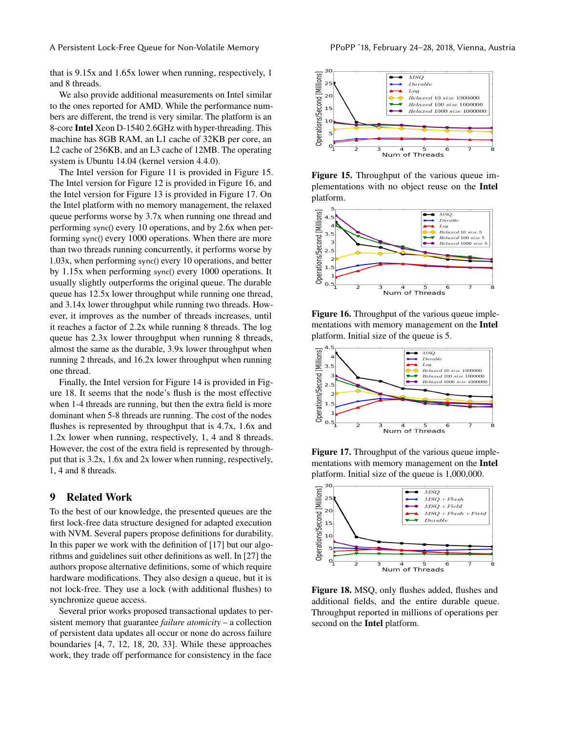that is 9.15x and 1.65x lower when running, respectively, 1 and 8 threads.

We also provide additional measurements on Intel similar to the ones reported for AMD. While the performance numbers are different, the trend is very similar. The platform is an 8-core **Intel** Xeon D-1540 2.6GHz with hyper-threading. This machine has 8GB RAM, an L1 cache of 32KB per core, an L2 cache of 256KB, and an L3 cache of 12MB. The operating system is Ubuntu 14.04 (kernel version 4.4.0).

The Intel version for Figure 11 is provided in Figure 15. The Intel version for Figure 12 is provided in Figure 16, and the Intel version for Figure 13 is provided in Figure 17. On the Intel platform with no memory management, the relaxed queue performs worse by 3.7x when running one thread and performing sync() every 10 operations, and by 2.6x when performing sync() every 1000 operations. When there are more than two threads running concurrently, it performs worse by 1.03x, when performing sync() every 10 operations, and better by 1.15x when performing sync() every 1000 operations. It usually slightly outperforms the original queue. The durable queue has 12.5x lower throughput while running one thread, and 3.14x lower throughput while running two threads. However, it improves as the number of threads increases, until it reaches a factor of 2.2x while running 8 threads. The log queue has 2.3x lower throughput when running 8 threads, almost the same as the durable, 3.9x lower throughput when running 2 threads, and 16.2x lower throughput when running one thread.

Finally, the Intel version for Figure 14 is provided in Figure 18. It seems that the node's flush is the most effective when 1-4 threads are running, but then the extra field is more dominant when 5-8 threads are running. The cost of the nodes flushes is represented by throughput that is 4.7x, 1.6x and 1.2x lower when running, respectively, 1, 4 and 8 threads. However, the cost of the extra field is represented by throughput that is 3.2x, 1.6x and 2x lower when running, respectively, 1, 4 and 8 threads.

## 9 Related Work

To the best of our knowledge, the presented queues are the first lock-free data structure designed for adapted execution with NVM. Several papers propose definitions for durability. In this paper we work with the definition of [17] but our algorithms and guidelines suit other definitions as well. In [27] the authors propose alternative definitions, some of which require hardware modifications. They also design a queue, but it is not lock-free. They use a lock (with additional flushes) to synchronize queue access.

Several prior works proposed transactional updates to persistent memory that guarantee *failure atomicity* – a collection of persistent data updates all occur or none do across failure boundaries [4, 7, 12, 18, 20, 33]. While these approaches work, they trade off performance for consistency in the face

**Figure 15.** Throughput of the various queue implementations with no object reuse on the **Intel** platform.

**Figure 16.** Throughput of the various queue implementations with memory management on the **Intel** platform. Initial size of the queue is 5.

**Figure 17.** Throughput of the various queue implementations with memory management on the **Intel** platform. Initial size of the queue is 1,000,000.

**Figure 18.** MSQ, only flushes added, flushes and additional fields, and the entire durable queue. Throughput reported in millions of operations per second on the **Intel** platform.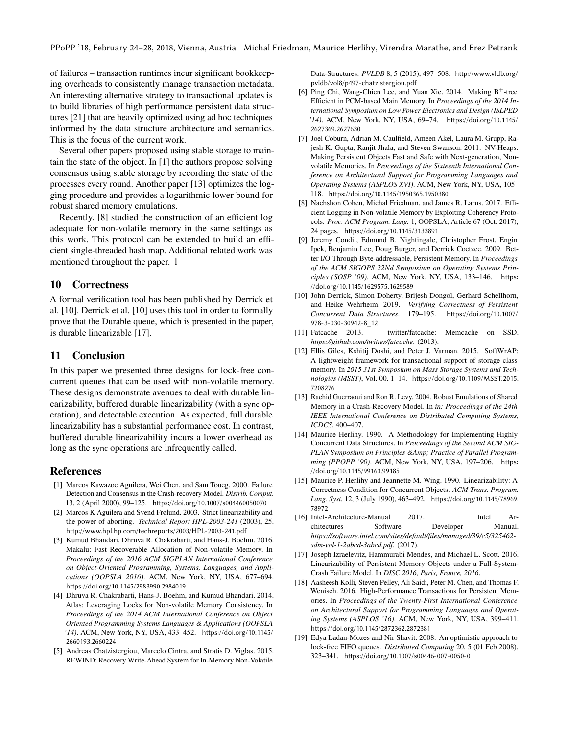of failures – transaction runtimes incur significant bookkeeping overheads to consistently manage transaction metadata. An interesting alternative strategy to transactional updates is to build libraries of high performance persistent data structures [21] that are heavily optimized using ad hoc techniques informed by the data structure architecture and semantics. This is the focus of the current work.

Several other papers proposed using stable storage to maintain the state of the object. In [1] the authors propose solving consensus using stable storage by recording the state of the processes every round. Another paper [13] optimizes the logging procedure and provides a logarithmic lower bound for robust shared memory emulations.

Recently, [8] studied the construction of an efficient log adequate for non-volatile memory in the same settings as this work. This protocol can be extended to build an efficient single-threaded hash map. Additional related work was mentioned throughout the paper. 1

## 10 Correctness

A formal verification tool has been published by Derrick et al. [10]. Derrick et al. [10] uses this tool in order to formally prove that the Durable queue, which is presented in the paper, is durable linearizable [17].

## 11 Conclusion

In this paper we presented three designs for lock-free concurrent queues that can be used with non-volatile memory. These designs demonstrate avenues to deal with durable linearizability, buffered durable linearizability (with a sync operation), and detectable execution. As expected, full durable linearizability has a substantial performance cost. In contrast, buffered durable linearizability incurs a lower overhead as long as the sync operations are infrequently called.

## References

[1] Marcos Kawazoe Aguilera, Wei Chen, and Sam Toueg. 2000. Failure Detection and Consensus in the Crash-recovery Model. *Distrib. Comput.* 13, 2 (April 2000), 99–125. https://doi.org/10.1007/s004460050070

[2] Marcos K Aguilera and Svend Frølund. 2003. Strict linearizability and the power of aborting. *Technical Report HPL-2003-241* (2003), 25. http://www.hpl.hp.com/techreports/2003/HPL-2003-241.pdf

[3] Kumud Bhandari, Dhruva R. Chakrabarti, and Hans-J. Boehm. 2016. Makalu: Fast Recoverable Allocation of Non-volatile Memory. In *Proceedings of the 2016 ACM SIGPLAN International Conference on Object-Oriented Programming, Systems, Languages, and Applications (OOPSLA 2016)*. ACM, New York, NY, USA, 677–694. https://doi.org/10.1145/2983990.2984019

[4] Dhruva R. Chakrabarti, Hans-J. Boehm, and Kumud Bhandari. 2014. Atlas: Leveraging Locks for Non-volatile Memory Consistency. In *Proceedings of the 2014 ACM International Conference on Object Oriented Programming Systems Languages & Applications (OOPSLA '14)*. ACM, New York, NY, USA, 433–452. https://doi.org/10.1145/2660193.2660224

[5] Andreas Chatzistergiou, Marcelo Cintra, and Stratis D. Viglas. 2015. REWIND: Recovery Write-Ahead System for In-Memory Non-Volatile Data-Structures. *PVLDB* 8, 5 (2015), 497–508. http://www.vldb.org/pvldb/vol8/p497-chatzistergiou.pdf

[6] Ping Chi, Wang-Chien Lee, and Yuan Xie. 2014. Making $B^+$-tree Efficient in PCM-based Main Memory. In *Proceedings of the 2014 International Symposium on Low Power Electronics and Design (ISLPED '14)*. ACM, New York, NY, USA, 69–74. https://doi.org/10.1145/2627369.2627630

[7] Joel Coburn, Adrian M. Caulfield, Ameen Akel, Laura M. Grupp, Rajesh K. Gupta, Ranjit Jhala, and Steven Swanson. 2011. NV-Heaps: Making Persistent Objects Fast and Safe with Next-generation, Non-volatile Memories. In *Proceedings of the Sixteenth International Conference on Architectural Support for Programming Languages and Operating Systems (ASPLOS XVI)*. ACM, New York, NY, USA, 105–118. https://doi.org/10.1145/1950365.1950380

[8] Nachshon Cohen, Michal Friedman, and James R. Larus. 2017. Efficient Logging in Non-volatile Memory by Exploiting Coherency Protocols. *Proc. ACM Program. Lang.* 1, OOPSLA, Article 67 (Oct. 2017), 24 pages. https://doi.org/10.1145/3133891

[9] Jeremy Condit, Edmund B. Nightingale, Christopher Frost, Engin Ipek, Benjamin Lee, Doug Burger, and Derrick Coetzee. 2009. Better I/O Through Byte-addressable, Persistent Memory. In *Proceedings of the ACM SIGOPS 22Nd Symposium on Operating Systems Principles (SOSP '09)*. ACM, New York, NY, USA, 133–146. https://doi.org/10.1145/1629575.1629589

[10] John Derrick, Simon Doherty, Brijesh Dongol, Gerhard Schellhorn, and Heike Wehrheim. 2019. *Verifying Correctness of Persistent Concurrent Data Structures*. 179–195. https://doi.org/10.1007/978-3-030-30942-8_12

[11] Fatcache 2013. twitter/fatcache: Memcache on SSD. *https://github.com/twitter/fatcache*. (2013).

[12] Ellis Giles, Kshitij Doshi, and Peter J. Varman. 2015. SoftWrAP: A lightweight framework for transactional support of storage class memory. In *2015 31st Symposium on Mass Storage Systems and Technologies (MSST)*, Vol. 00. 1–14. https://doi.org/10.1109/MSST.2015.7208276

[13] Rachid Guerraoui and Ron R. Levy. 2004. Robust Emulations of Shared Memory in a Crash-Recovery Model. In *in: Proceedings of the 24th IEEE International Conference on Distributed Computing Systems, ICDCS*. 400–407.

[14] Maurice Herlihy. 1990. A Methodology for Implementing Highly Concurrent Data Structures. In *Proceedings of the Second ACM SIGPLAN Symposium on Principles &Amp; Practice of Parallel Programming (PPOPP '90)*. ACM, New York, NY, USA, 197–206. https://doi.org/10.1145/99163.99185

[15] Maurice P. Herlihy and Jeannette M. Wing. 1990. Linearizability: A Correctness Condition for Concurrent Objects. *ACM Trans. Program. Lang. Syst.* 12, 3 (July 1990), 463–492. https://doi.org/10.1145/78969.78972

[16] Intel-Architecture-Manual 2017. Intel Architectures Software Developer Manual. *https://software.intel.com/sites/default/files/managed/39/c5/325462-sdm-vol-1-2abcd-3abcd.pdf*. (2017).

[17] Joseph Izraelevitz, Hammurabi Mendes, and Michael L. Scott. 2016. Linearizability of Persistent Memory Objects under a Full-System-Crash Failure Model. In *DISC 2016, Paris, France, 2016*.

[18] Aasheesh Kolli, Steven Pelley, Ali Saidi, Peter M. Chen, and Thomas F. Wenisch. 2016. High-Performance Transactions for Persistent Memories. In *Proceedings of the Twenty-First International Conference on Architectural Support for Programming Languages and Operating Systems (ASPLOS '16)*. ACM, New York, NY, USA, 399–411. https://doi.org/10.1145/2872362.2872381

[19] Edya Ladan-Mozes and Nir Shavit. 2008. An optimistic approach to lock-free FIFO queues. *Distributed Computing* 20, 5 (01 Feb 2008), 323–341. https://doi.org/10.1007/s00446-007-0050-0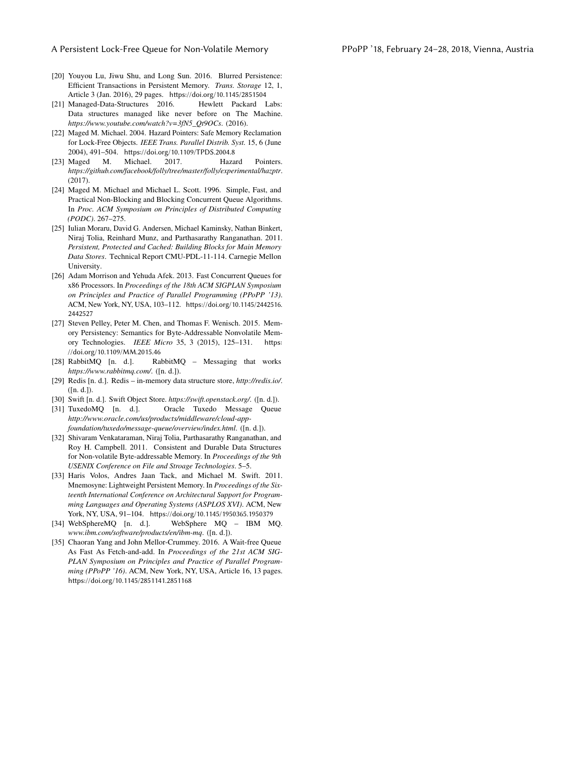[20] Youyou Lu, Jiwu Shu, and Long Sun. 2016. Blurred Persistence: Efficient Transactions in Persistent Memory. *Trans. Storage* 12, 1, Article 3 (Jan. 2016), 29 pages. https://doi.org/10.1145/2851504

[21] Managed-Data-Structures 2016. Hewlett Packard Labs: Data structures managed like never before on The Machine. *https://www.youtube.com/watch?v=3fN5_Qt9OCs*. (2016).

[22] Maged M. Michael. 2004. Hazard Pointers: Safe Memory Reclamation for Lock-Free Objects. *IEEE Trans. Parallel Distrib. Syst.* 15, 6 (June 2004), 491–504. https://doi.org/10.1109/TPDS.2004.8

[23] Maged M. Michael. 2017. Hazard Pointers. *https://github.com/facebook/folly/tree/master/folly/experimental/hazptr*. (2017).

[24] Maged M. Michael and Michael L. Scott. 1996. Simple, Fast, and Practical Non-Blocking and Blocking Concurrent Queue Algorithms. In *Proc. ACM Symposium on Principles of Distributed Computing (PODC)*. 267–275.

[25] Iulian Moraru, David G. Andersen, Michael Kaminsky, Nathan Binkert, Niraj Tolia, Reinhard Munz, and Parthasarathy Ranganathan. 2011. *Persistent, Protected and Cached: Building Blocks for Main Memory Data Stores*. Technical Report CMU-PDL-11-114. Carnegie Mellon University.

[26] Adam Morrison and Yehuda Afek. 2013. Fast Concurrent Queues for x86 Processors. In *Proceedings of the 18th ACM SIGPLAN Symposium on Principles and Practice of Parallel Programming (PPoPP '13)*. ACM, New York, NY, USA, 103–112. https://doi.org/10.1145/2442516.2442527

[27] Steven Pelley, Peter M. Chen, and Thomas F. Wenisch. 2015. Memory Persistency: Semantics for Byte-Addressable Nonvolatile Memory Technologies. *IEEE Micro* 35, 3 (2015), 125–131. https://doi.org/10.1109/MM.2015.46

[28] RabbitMQ [n. d.]. RabbitMQ – Messaging that works *https://www.rabbitmq.com/*. ([n. d.]).

[29] Redis [n. d.]. Redis – in-memory data structure store, *http://redis.io/*. ([n. d.]).

[30] Swift [n. d.]. Swift Object Store. *https://swift.openstack.org/*. ([n. d.]).

[31] TuxedoMQ [n. d.]. Oracle Tuxedo Message Queue *http://www.oracle.com/us/products/middleware/cloud-app-foundation/tuxedo/message-queue/overview/index.html*. ([n. d.]).

[32] Shivaram Venkataraman, Niraj Tolia, Parthasarathy Ranganathan, and Roy H. Campbell. 2011. Consistent and Durable Data Structures for Non-volatile Byte-addressable Memory. In *Proceedings of the 9th USENIX Conference on File and Stroage Technologies*. 5–5.

[33] Haris Volos, Andres Jaan Tack, and Michael M. Swift. 2011. Mnemosyne: Lightweight Persistent Memory. In *Proceedings of the Sixteenth International Conference on Architectural Support for Programming Languages and Operating Systems (ASPLOS XVI)*. ACM, New York, NY, USA, 91–104. https://doi.org/10.1145/1950365.1950379

[34] WebSphereMQ [n. d.]. WebSphere MQ – IBM MQ. *www.ibm.com/software/products/en/ibm-mq*. ([n. d.]).

[35] Chaoran Yang and John Mellor-Crummey. 2016. A Wait-free Queue As Fast As Fetch-and-add. In *Proceedings of the 21st ACM SIGPLAN Symposium on Principles and Practice of Parallel Programming (PPoPP '16)*. ACM, New York, NY, USA, Article 16, 13 pages. https://doi.org/10.1145/2851141.2851168